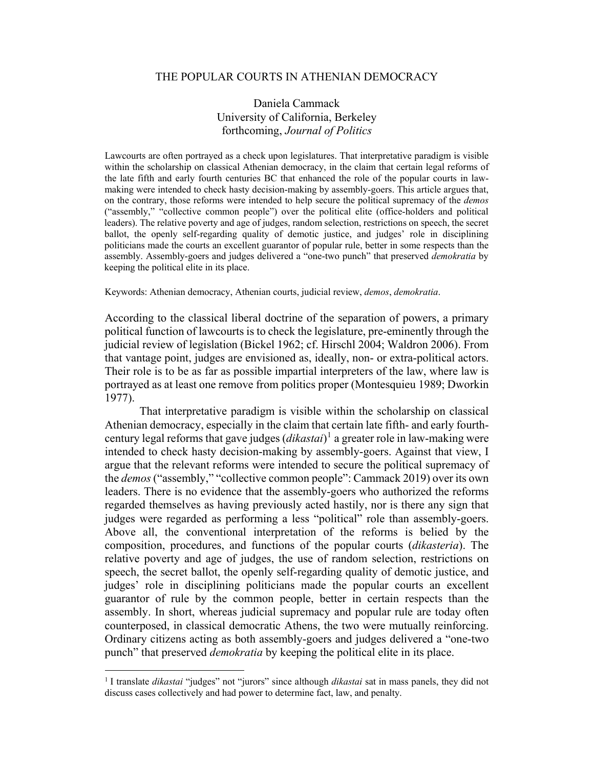# THE POPULAR COURTS IN ATHENIAN DEMOCRACY

Daniela Cammack
University of California, Berkeley
forthcoming, *Journal of Politics*

Lawcourts are often portrayed as a check upon legislatures. That interpretative paradigm is visible within the scholarship on classical Athenian democracy, in the claim that certain legal reforms of the late fifth and early fourth centuries BC that enhanced the role of the popular courts in law-making were intended to check hasty decision-making by assembly-goers. This article argues that, on the contrary, those reforms were intended to help secure the political supremacy of the *demos* ("assembly," "collective common people") over the political elite (office-holders and political leaders). The relative poverty and age of judges, random selection, restrictions on speech, the secret ballot, the openly self-regarding quality of demotic justice, and judges' role in disciplining politicians made the courts an excellent guarantor of popular rule, better in some respects than the assembly. Assembly-goers and judges delivered a "one-two punch" that preserved *demokratia* by keeping the political elite in its place.

Keywords: Athenian democracy, Athenian courts, judicial review, *demos*, *demokratia*.

According to the classical liberal doctrine of the separation of powers, a primary political function of lawcourts is to check the legislature, pre-eminently through the judicial review of legislation (Bickel 1962; cf. Hirschl 2004; Waldron 2006). From that vantage point, judges are envisioned as, ideally, non- or extra-political actors. Their role is to be as far as possible impartial interpreters of the law, where law is portrayed as at least one remove from politics proper (Montesquieu 1989; Dworkin 1977).

That interpretative paradigm is visible within the scholarship on classical Athenian democracy, especially in the claim that certain late fifth- and early fourth-century legal reforms that gave judges (*dikastai*)[1] a greater role in law-making were intended to check hasty decision-making by assembly-goers. Against that view, I argue that the relevant reforms were intended to secure the political supremacy of the *demos* ("assembly," "collective common people": Cammack 2019) over its own leaders. There is no evidence that the assembly-goers who authorized the reforms regarded themselves as having previously acted hastily, nor is there any sign that judges were regarded as performing a less "political" role than assembly-goers. Above all, the conventional interpretation of the reforms is belied by the composition, procedures, and functions of the popular courts (*dikasteria*). The relative poverty and age of judges, the use of random selection, restrictions on speech, the secret ballot, the openly self-regarding quality of demotic justice, and judges' role in disciplining politicians made the popular courts an excellent guarantor of rule by the common people, better in certain respects than the assembly. In short, whereas judicial supremacy and popular rule are today often counterposed, in classical democratic Athens, the two were mutually reinforcing. Ordinary citizens acting as both assembly-goers and judges delivered a "one-two punch" that preserved *demokratia* by keeping the political elite in its place.

[1] I translate *dikastai* "judges" not "jurors" since although *dikastai* sat in mass panels, they did not discuss cases collectively and had power to determine fact, law, and penalty.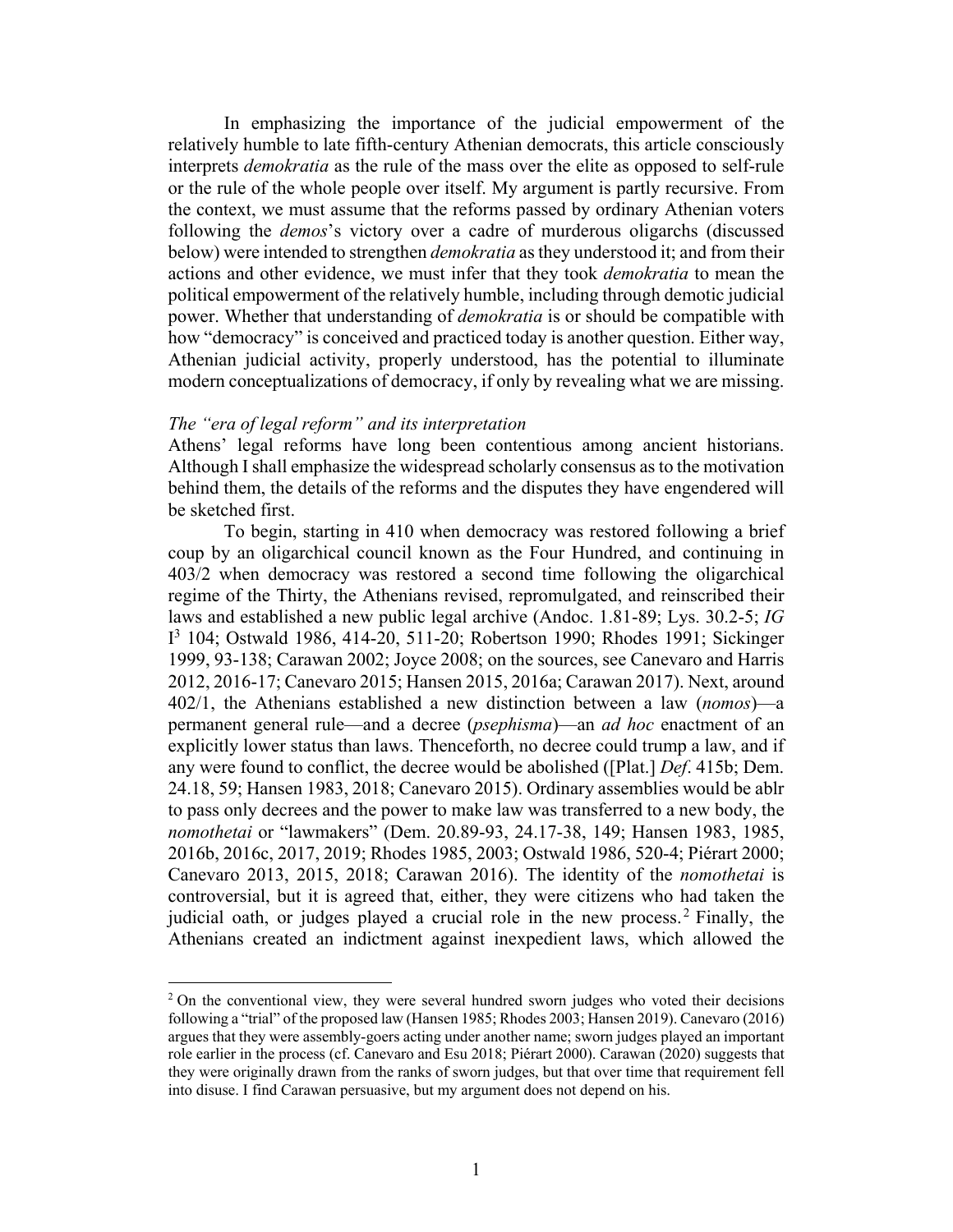In emphasizing the importance of the judicial empowerment of the relatively humble to late fifth-century Athenian democrats, this article consciously interprets *demokratia* as the rule of the mass over the elite as opposed to self-rule or the rule of the whole people over itself. My argument is partly recursive. From the context, we must assume that the reforms passed by ordinary Athenian voters following the *demos*'s victory over a cadre of murderous oligarchs (discussed below) were intended to strengthen *demokratia* as they understood it; and from their actions and other evidence, we must infer that they took *demokratia* to mean the political empowerment of the relatively humble, including through demotic judicial power. Whether that understanding of *demokratia* is or should be compatible with how "democracy" is conceived and practiced today is another question. Either way, Athenian judicial activity, properly understood, has the potential to illuminate modern conceptualizations of democracy, if only by revealing what we are missing.

### *The "era of legal reform" and its interpretation*

Athens' legal reforms have long been contentious among ancient historians. Although I shall emphasize the widespread scholarly consensus as to the motivation behind them, the details of the reforms and the disputes they have engendered will be sketched first.

To begin, starting in 410 when democracy was restored following a brief coup by an oligarchical council known as the Four Hundred, and continuing in 403/2 when democracy was restored a second time following the oligarchical regime of the Thirty, the Athenians revised, repromulgated, and reinscribed their laws and established a new public legal archive (Andoc. 1.81-89; Lys. 30.2-5; *IG* I$^3$ 104; Ostwald 1986, 414-20, 511-20; Robertson 1990; Rhodes 1991; Sickinger 1999, 93-138; Carawan 2002; Joyce 2008; on the sources, see Canevaro and Harris 2012, 2016-17; Canevaro 2015; Hansen 2015, 2016a; Carawan 2017). Next, around 402/1, the Athenians established a new distinction between a law (*nomos*)—a permanent general rule—and a decree (*psephisma*)—an *ad hoc* enactment of an explicitly lower status than laws. Thenceforth, no decree could trump a law, and if any were found to conflict, the decree would be abolished ([Plat.] *Def*. 415b; Dem. 24.18, 59; Hansen 1983, 2018; Canevaro 2015). Ordinary assemblies would be ablr to pass only decrees and the power to make law was transferred to a new body, the *nomothetai* or "lawmakers" (Dem. 20.89-93, 24.17-38, 149; Hansen 1983, 1985, 2016b, 2016c, 2017, 2019; Rhodes 1985, 2003; Ostwald 1986, 520-4; Piérart 2000; Canevaro 2013, 2015, 2018; Carawan 2016). The identity of the *nomothetai* is controversial, but it is agreed that, either, they were citizens who had taken the judicial oath, or judges played a crucial role in the new process.[2] Finally, the Athenians created an indictment against inexpedient laws, which allowed the

[2] On the conventional view, they were several hundred sworn judges who voted their decisions following a "trial" of the proposed law (Hansen 1985; Rhodes 2003; Hansen 2019). Canevaro (2016) argues that they were assembly-goers acting under another name; sworn judges played an important role earlier in the process (cf. Canevaro and Esu 2018; Piérart 2000). Carawan (2020) suggests that they were originally drawn from the ranks of sworn judges, but that over time that requirement fell into disuse. I find Carawan persuasive, but my argument does not depend on his.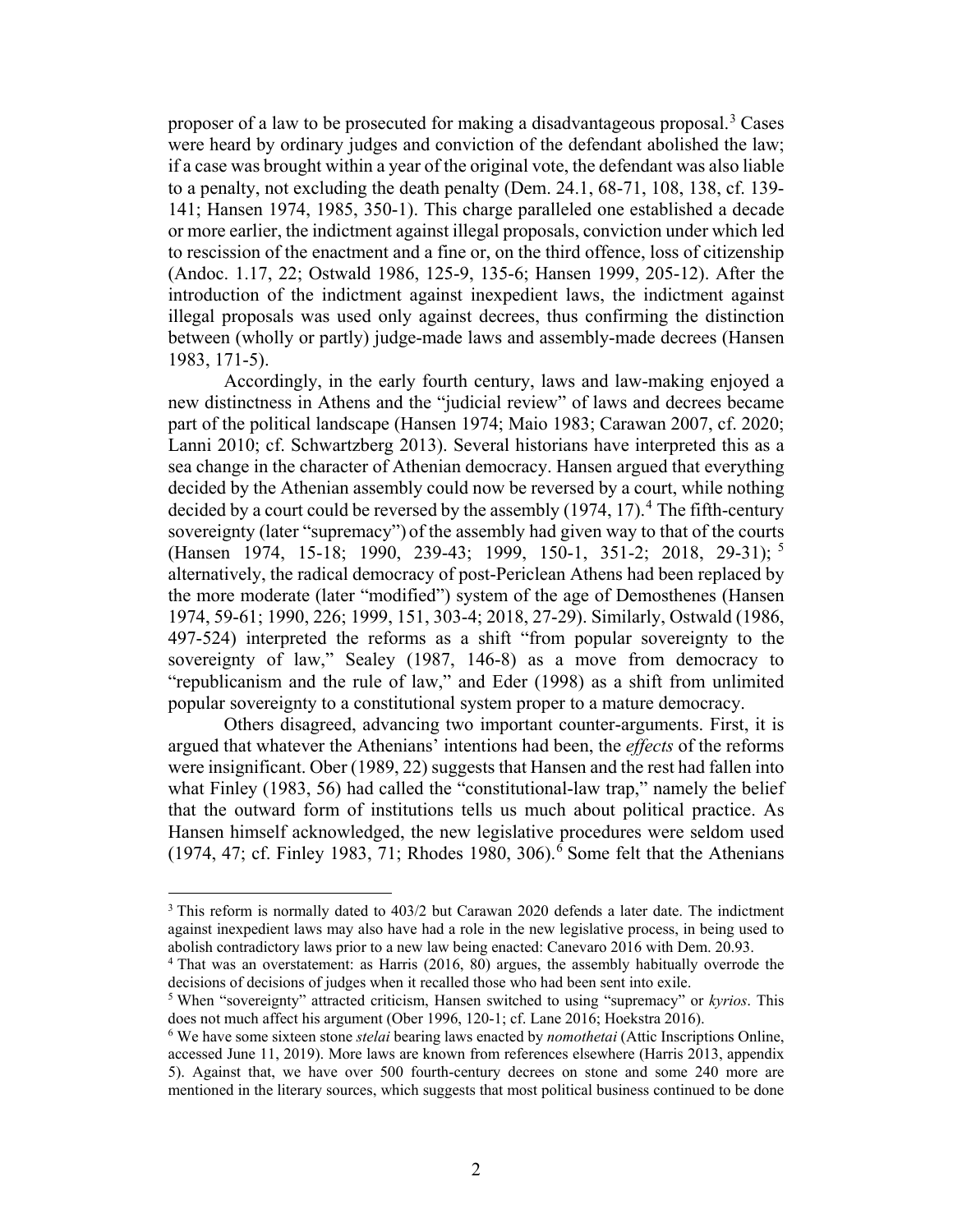proposer of a law to be prosecuted for making a disadvantageous proposal.[3] Cases were heard by ordinary judges and conviction of the defendant abolished the law; if a case was brought within a year of the original vote, the defendant was also liable to a penalty, not excluding the death penalty (Dem. 24.1, 68-71, 108, 138, cf. 139-141; Hansen 1974, 1985, 350-1). This charge paralleled one established a decade or more earlier, the indictment against illegal proposals, conviction under which led to rescission of the enactment and a fine or, on the third offence, loss of citizenship (Andoc. 1.17, 22; Ostwald 1986, 125-9, 135-6; Hansen 1999, 205-12). After the introduction of the indictment against inexpedient laws, the indictment against illegal proposals was used only against decrees, thus confirming the distinction between (wholly or partly) judge-made laws and assembly-made decrees (Hansen 1983, 171-5).

Accordingly, in the early fourth century, laws and law-making enjoyed a new distinctness in Athens and the "judicial review" of laws and decrees became part of the political landscape (Hansen 1974; Maio 1983; Carawan 2007, cf. 2020; Lanni 2010; cf. Schwartzberg 2013). Several historians have interpreted this as a sea change in the character of Athenian democracy. Hansen argued that everything decided by the Athenian assembly could now be reversed by a court, while nothing decided by a court could be reversed by the assembly (1974, 17).[4] The fifth-century sovereignty (later "supremacy") of the assembly had given way to that of the courts (Hansen 1974, 15-18; 1990, 239-43; 1999, 150-1, 351-2; 2018, 29-31);[5] alternatively, the radical democracy of post-Periclean Athens had been replaced by the more moderate (later "modified") system of the age of Demosthenes (Hansen 1974, 59-61; 1990, 226; 1999, 151, 303-4; 2018, 27-29). Similarly, Ostwald (1986, 497-524) interpreted the reforms as a shift "from popular sovereignty to the sovereignty of law," Sealey (1987, 146-8) as a move from democracy to "republicanism and the rule of law," and Eder (1998) as a shift from unlimited popular sovereignty to a constitutional system proper to a mature democracy.

Others disagreed, advancing two important counter-arguments. First, it is argued that whatever the Athenians' intentions had been, the *effects* of the reforms were insignificant. Ober (1989, 22) suggests that Hansen and the rest had fallen into what Finley (1983, 56) had called the "constitutional-law trap," namely the belief that the outward form of institutions tells us much about political practice. As Hansen himself acknowledged, the new legislative procedures were seldom used (1974, 47; cf. Finley 1983, 71; Rhodes 1980, 306).[6] Some felt that the Athenians

[3] This reform is normally dated to 403/2 but Carawan 2020 defends a later date. The indictment against inexpedient laws may also have had a role in the new legislative process, in being used to abolish contradictory laws prior to a new law being enacted: Canevaro 2016 with Dem. 20.93.

[4] That was an overstatement: as Harris (2016, 80) argues, the assembly habitually overrode the decisions of decisions of judges when it recalled those who had been sent into exile.

[5] When "sovereignty" attracted criticism, Hansen switched to using "supremacy" or *kyrios*. This does not much affect his argument (Ober 1996, 120-1; cf. Lane 2016; Hoekstra 2016).

[6] We have some sixteen stone *stelai* bearing laws enacted by *nomothetai* (Attic Inscriptions Online, accessed June 11, 2019). More laws are known from references elsewhere (Harris 2013, appendix 5). Against that, we have over 500 fourth-century decrees on stone and some 240 more are mentioned in the literary sources, which suggests that most political business continued to be done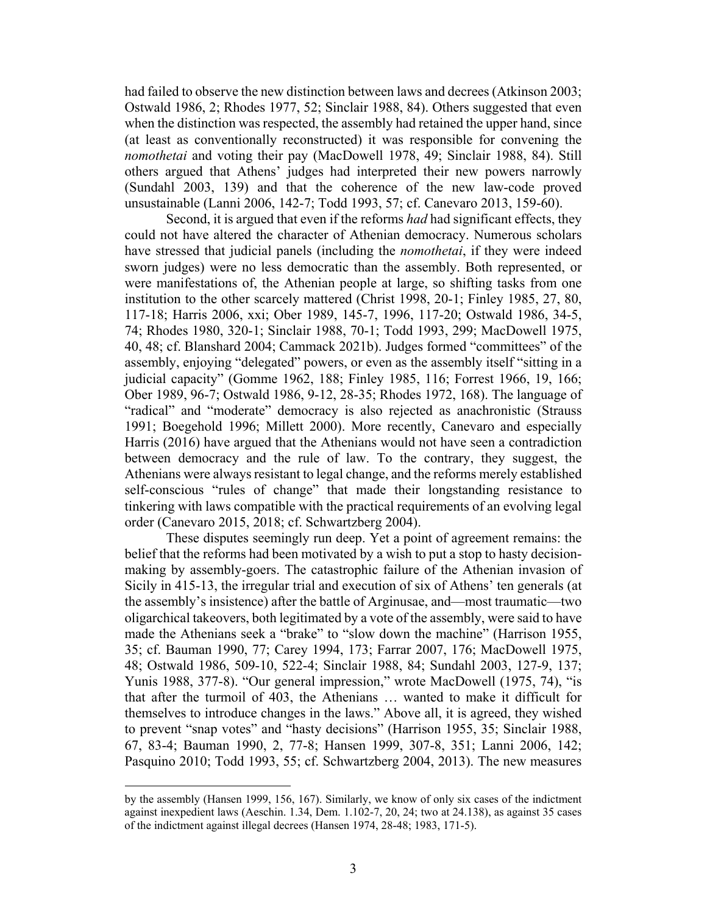had failed to observe the new distinction between laws and decrees (Atkinson 2003; Ostwald 1986, 2; Rhodes 1977, 52; Sinclair 1988, 84). Others suggested that even when the distinction was respected, the assembly had retained the upper hand, since (at least as conventionally reconstructed) it was responsible for convening the *nomothetai* and voting their pay (MacDowell 1978, 49; Sinclair 1988, 84). Still others argued that Athens' judges had interpreted their new powers narrowly (Sundahl 2003, 139) and that the coherence of the new law-code proved unsustainable (Lanni 2006, 142-7; Todd 1993, 57; cf. Canevaro 2013, 159-60).

Second, it is argued that even if the reforms *had* had significant effects, they could not have altered the character of Athenian democracy. Numerous scholars have stressed that judicial panels (including the *nomothetai*, if they were indeed sworn judges) were no less democratic than the assembly. Both represented, or were manifestations of, the Athenian people at large, so shifting tasks from one institution to the other scarcely mattered (Christ 1998, 20-1; Finley 1985, 27, 80, 117-18; Harris 2006, xxi; Ober 1989, 145-7, 1996, 117-20; Ostwald 1986, 34-5, 74; Rhodes 1980, 320-1; Sinclair 1988, 70-1; Todd 1993, 299; MacDowell 1975, 40, 48; cf. Blanshard 2004; Cammack 2021b). Judges formed "committees" of the assembly, enjoying "delegated" powers, or even as the assembly itself "sitting in a judicial capacity" (Gomme 1962, 188; Finley 1985, 116; Forrest 1966, 19, 166; Ober 1989, 96-7; Ostwald 1986, 9-12, 28-35; Rhodes 1972, 168). The language of "radical" and "moderate" democracy is also rejected as anachronistic (Strauss 1991; Boegehold 1996; Millett 2000). More recently, Canevaro and especially Harris (2016) have argued that the Athenians would not have seen a contradiction between democracy and the rule of law. To the contrary, they suggest, the Athenians were always resistant to legal change, and the reforms merely established self-conscious "rules of change" that made their longstanding resistance to tinkering with laws compatible with the practical requirements of an evolving legal order (Canevaro 2015, 2018; cf. Schwartzberg 2004).

These disputes seemingly run deep. Yet a point of agreement remains: the belief that the reforms had been motivated by a wish to put a stop to hasty decision-making by assembly-goers. The catastrophic failure of the Athenian invasion of Sicily in 415-13, the irregular trial and execution of six of Athens' ten generals (at the assembly's insistence) after the battle of Arginusae, and—most traumatic—two oligarchical takeovers, both legitimated by a vote of the assembly, were said to have made the Athenians seek a "brake" to "slow down the machine" (Harrison 1955, 35; cf. Bauman 1990, 77; Carey 1994, 173; Farrar 2007, 176; MacDowell 1975, 48; Ostwald 1986, 509-10, 522-4; Sinclair 1988, 84; Sundahl 2003, 127-9, 137; Yunis 1988, 377-8). "Our general impression," wrote MacDowell (1975, 74), "is that after the turmoil of 403, the Athenians … wanted to make it difficult for themselves to introduce changes in the laws." Above all, it is agreed, they wished to prevent "snap votes" and "hasty decisions" (Harrison 1955, 35; Sinclair 1988, 67, 83-4; Bauman 1990, 2, 77-8; Hansen 1999, 307-8, 351; Lanni 2006, 142; Pasquino 2010; Todd 1993, 55; cf. Schwartzberg 2004, 2013). The new measures

by the assembly (Hansen 1999, 156, 167). Similarly, we know of only six cases of the indictment against inexpedient laws (Aeschin. 1.34, Dem. 1.102-7, 20, 24; two at 24.138), as against 35 cases of the indictment against illegal decrees (Hansen 1974, 28-48; 1983, 171-5).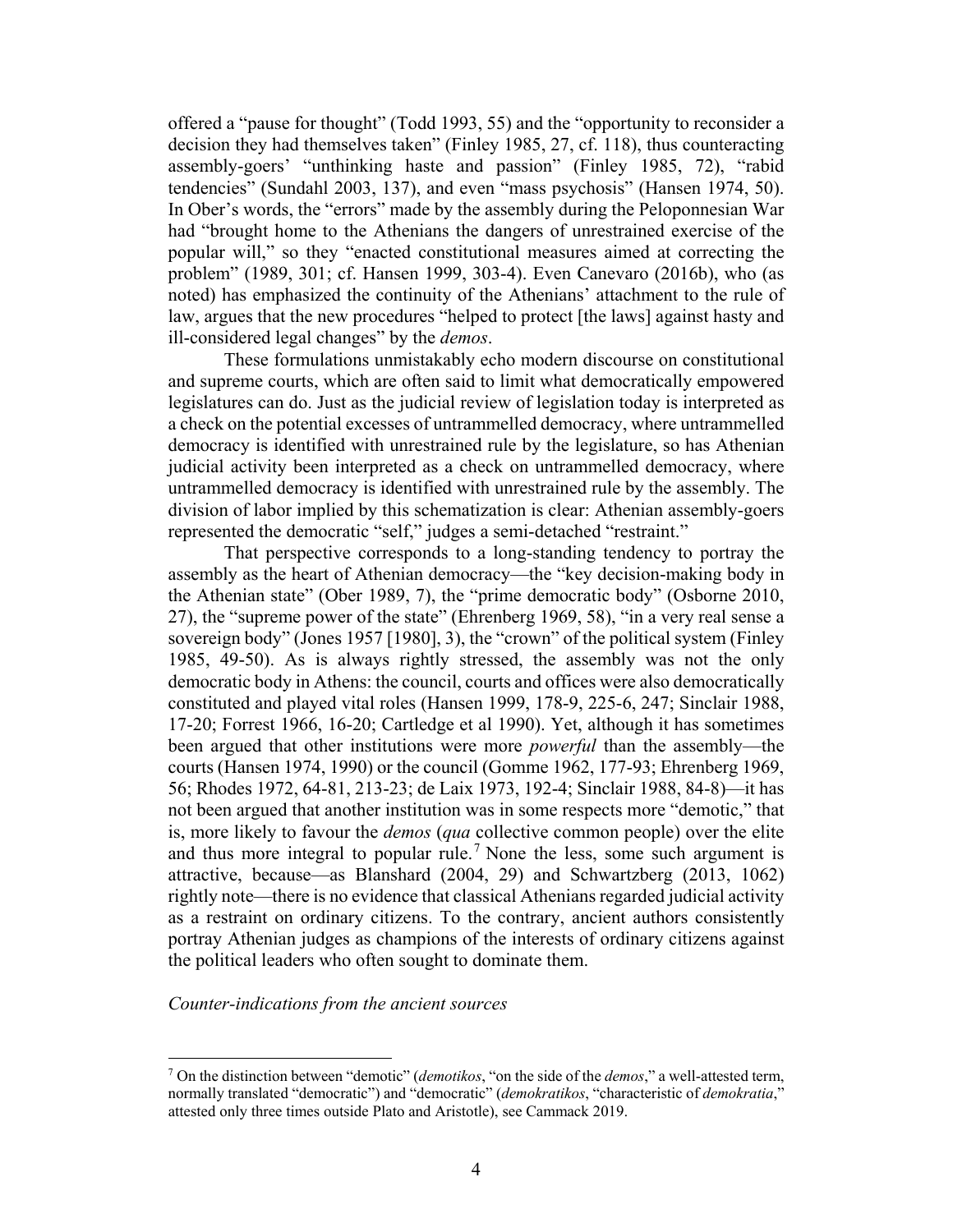offered a "pause for thought" (Todd 1993, 55) and the "opportunity to reconsider a decision they had themselves taken" (Finley 1985, 27, cf. 118), thus counteracting assembly-goers' "unthinking haste and passion" (Finley 1985, 72), "rabid tendencies" (Sundahl 2003, 137), and even "mass psychosis" (Hansen 1974, 50). In Ober's words, the "errors" made by the assembly during the Peloponnesian War had "brought home to the Athenians the dangers of unrestrained exercise of the popular will," so they "enacted constitutional measures aimed at correcting the problem" (1989, 301; cf. Hansen 1999, 303-4). Even Canevaro (2016b), who (as noted) has emphasized the continuity of the Athenians' attachment to the rule of law, argues that the new procedures "helped to protect [the laws] against hasty and ill-considered legal changes" by the *demos*.

These formulations unmistakably echo modern discourse on constitutional and supreme courts, which are often said to limit what democratically empowered legislatures can do. Just as the judicial review of legislation today is interpreted as a check on the potential excesses of untrammelled democracy, where untrammelled democracy is identified with unrestrained rule by the legislature, so has Athenian judicial activity been interpreted as a check on untrammelled democracy, where untrammelled democracy is identified with unrestrained rule by the assembly. The division of labor implied by this schematization is clear: Athenian assembly-goers represented the democratic "self," judges a semi-detached "restraint."

That perspective corresponds to a long-standing tendency to portray the assembly as the heart of Athenian democracy—the "key decision-making body in the Athenian state" (Ober 1989, 7), the "prime democratic body" (Osborne 2010, 27), the "supreme power of the state" (Ehrenberg 1969, 58), "in a very real sense a sovereign body" (Jones 1957 [1980], 3), the "crown" of the political system (Finley 1985, 49-50). As is always rightly stressed, the assembly was not the only democratic body in Athens: the council, courts and offices were also democratically constituted and played vital roles (Hansen 1999, 178-9, 225-6, 247; Sinclair 1988, 17-20; Forrest 1966, 16-20; Cartledge et al 1990). Yet, although it has sometimes been argued that other institutions were more *powerful* than the assembly—the courts (Hansen 1974, 1990) or the council (Gomme 1962, 177-93; Ehrenberg 1969, 56; Rhodes 1972, 64-81, 213-23; de Laix 1973, 192-4; Sinclair 1988, 84-8)—it has not been argued that another institution was in some respects more "demotic," that is, more likely to favour the *demos* (*qua* collective common people) over the elite and thus more integral to popular rule.[7] None the less, some such argument is attractive, because—as Blanshard (2004, 29) and Schwartzberg (2013, 1062) rightly note—there is no evidence that classical Athenians regarded judicial activity as a restraint on ordinary citizens. To the contrary, ancient authors consistently portray Athenian judges as champions of the interests of ordinary citizens against the political leaders who often sought to dominate them.

*Counter-indications from the ancient sources*

[7] On the distinction between "demotic" (*demotikos*, "on the side of the *demos*," a well-attested term, normally translated "democratic") and "democratic" (*demokratikos*, "characteristic of *demokratia*," attested only three times outside Plato and Aristotle), see Cammack 2019.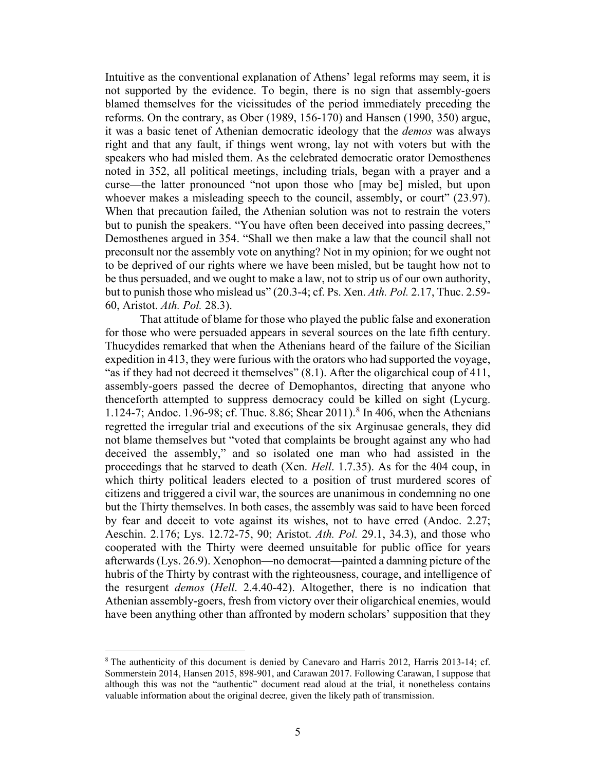Intuitive as the conventional explanation of Athens' legal reforms may seem, it is not supported by the evidence. To begin, there is no sign that assembly-goers blamed themselves for the vicissitudes of the period immediately preceding the reforms. On the contrary, as Ober (1989, 156-170) and Hansen (1990, 350) argue, it was a basic tenet of Athenian democratic ideology that the *demos* was always right and that any fault, if things went wrong, lay not with voters but with the speakers who had misled them. As the celebrated democratic orator Demosthenes noted in 352, all political meetings, including trials, began with a prayer and a curse—the latter pronounced "not upon those who [may be] misled, but upon whoever makes a misleading speech to the council, assembly, or court" (23.97). When that precaution failed, the Athenian solution was not to restrain the voters but to punish the speakers. "You have often been deceived into passing decrees," Demosthenes argued in 354. "Shall we then make a law that the council shall not preconsult nor the assembly vote on anything? Not in my opinion; for we ought not to be deprived of our rights where we have been misled, but be taught how not to be thus persuaded, and we ought to make a law, not to strip us of our own authority, but to punish those who mislead us" (20.3-4; cf. Ps. Xen. *Ath. Pol.* 2.17, Thuc. 2.59-60, Aristot. *Ath. Pol.* 28.3).

That attitude of blame for those who played the public false and exoneration for those who were persuaded appears in several sources on the late fifth century. Thucydides remarked that when the Athenians heard of the failure of the Sicilian expedition in 413, they were furious with the orators who had supported the voyage, "as if they had not decreed it themselves" (8.1). After the oligarchical coup of 411, assembly-goers passed the decree of Demophantos, directing that anyone who thenceforth attempted to suppress democracy could be killed on sight (Lycurg. 1.124-7; Andoc. 1.96-98; cf. Thuc. 8.86; Shear 2011).[8] In 406, when the Athenians regretted the irregular trial and executions of the six Arginusae generals, they did not blame themselves but "voted that complaints be brought against any who had deceived the assembly," and so isolated one man who had assisted in the proceedings that he starved to death (Xen. *Hell*. 1.7.35). As for the 404 coup, in which thirty political leaders elected to a position of trust murdered scores of citizens and triggered a civil war, the sources are unanimous in condemning no one but the Thirty themselves. In both cases, the assembly was said to have been forced by fear and deceit to vote against its wishes, not to have erred (Andoc. 2.27; Aeschin. 2.176; Lys. 12.72-75, 90; Aristot. *Ath. Pol.* 29.1, 34.3), and those who cooperated with the Thirty were deemed unsuitable for public office for years afterwards (Lys. 26.9). Xenophon—no democrat—painted a damning picture of the hubris of the Thirty by contrast with the righteousness, courage, and intelligence of the resurgent *demos* (*Hell*. 2.4.40-42). Altogether, there is no indication that Athenian assembly-goers, fresh from victory over their oligarchical enemies, would have been anything other than affronted by modern scholars' supposition that they

[8] The authenticity of this document is denied by Canevaro and Harris 2012, Harris 2013-14; cf. Sommerstein 2014, Hansen 2015, 898-901, and Carawan 2017. Following Carawan, I suppose that although this was not the "authentic" document read aloud at the trial, it nonetheless contains valuable information about the original decree, given the likely path of transmission.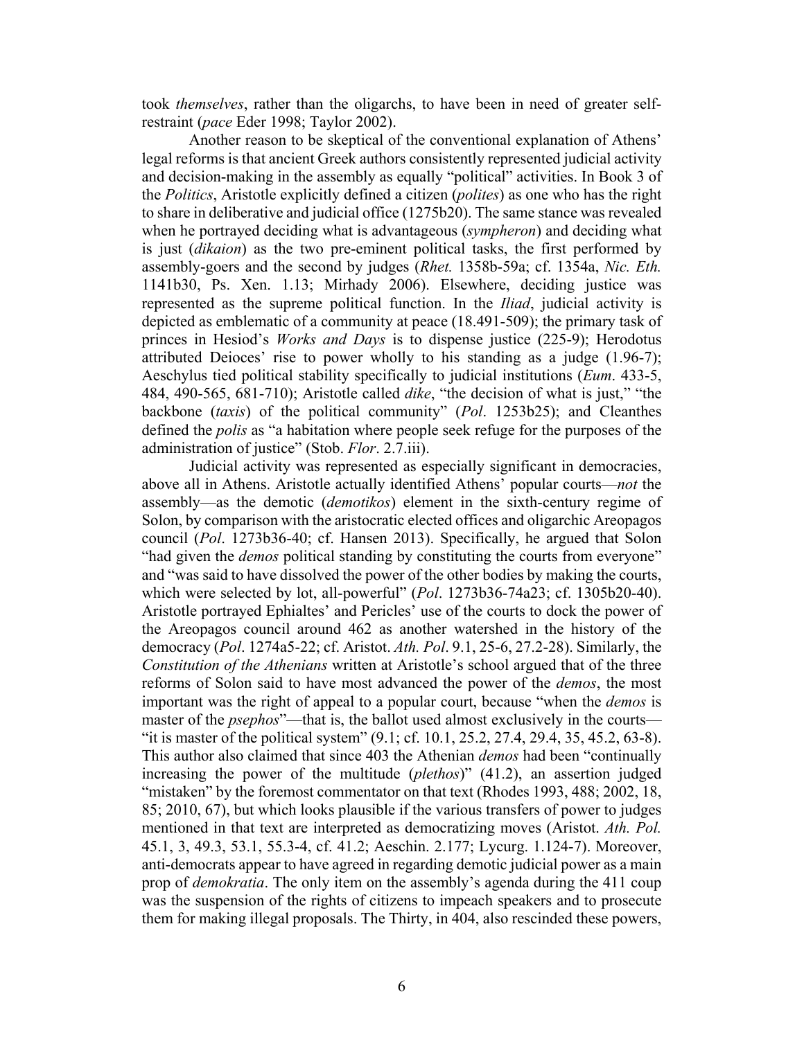took *themselves*, rather than the oligarchs, to have been in need of greater self-restraint (*pace* Eder 1998; Taylor 2002).

Another reason to be skeptical of the conventional explanation of Athens' legal reforms is that ancient Greek authors consistently represented judicial activity and decision-making in the assembly as equally "political" activities. In Book 3 of the *Politics*, Aristotle explicitly defined a citizen (*polites*) as one who has the right to share in deliberative and judicial office (1275b20). The same stance was revealed when he portrayed deciding what is advantageous (*sympheron*) and deciding what is just (*dikaion*) as the two pre-eminent political tasks, the first performed by assembly-goers and the second by judges (*Rhet.* 1358b-59a; cf. 1354a, *Nic. Eth.* 1141b30, Ps. Xen. 1.13; Mirhady 2006). Elsewhere, deciding justice was represented as the supreme political function. In the *Iliad*, judicial activity is depicted as emblematic of a community at peace (18.491-509); the primary task of princes in Hesiod's *Works and Days* is to dispense justice (225-9); Herodotus attributed Deioces' rise to power wholly to his standing as a judge (1.96-7); Aeschylus tied political stability specifically to judicial institutions (*Eum*. 433-5, 484, 490-565, 681-710); Aristotle called *dike*, "the decision of what is just," "the backbone (*taxis*) of the political community" (*Pol*. 1253b25); and Cleanthes defined the *polis* as "a habitation where people seek refuge for the purposes of the administration of justice" (Stob. *Flor*. 2.7.iii).

Judicial activity was represented as especially significant in democracies, above all in Athens. Aristotle actually identified Athens' popular courts—*not* the assembly—as the demotic (*demotikos*) element in the sixth-century regime of Solon, by comparison with the aristocratic elected offices and oligarchic Areopagos council (*Pol*. 1273b36-40; cf. Hansen 2013). Specifically, he argued that Solon "had given the *demos* political standing by constituting the courts from everyone" and "was said to have dissolved the power of the other bodies by making the courts, which were selected by lot, all-powerful" (*Pol*. 1273b36-74a23; cf. 1305b20-40). Aristotle portrayed Ephialtes' and Pericles' use of the courts to dock the power of the Areopagos council around 462 as another watershed in the history of the democracy (*Pol*. 1274a5-22; cf. Aristot. *Ath. Pol*. 9.1, 25-6, 27.2-28). Similarly, the *Constitution of the Athenians* written at Aristotle's school argued that of the three reforms of Solon said to have most advanced the power of the *demos*, the most important was the right of appeal to a popular court, because "when the *demos* is master of the *psephos*"—that is, the ballot used almost exclusively in the courts—"it is master of the political system" (9.1; cf. 10.1, 25.2, 27.4, 29.4, 35, 45.2, 63-8). This author also claimed that since 403 the Athenian *demos* had been "continually increasing the power of the multitude (*plethos*)" (41.2), an assertion judged "mistaken" by the foremost commentator on that text (Rhodes 1993, 488; 2002, 18, 85; 2010, 67), but which looks plausible if the various transfers of power to judges mentioned in that text are interpreted as democratizing moves (Aristot. *Ath. Pol.* 45.1, 3, 49.3, 53.1, 55.3-4, cf. 41.2; Aeschin. 2.177; Lycurg. 1.124-7). Moreover, anti-democrats appear to have agreed in regarding demotic judicial power as a main prop of *demokratia*. The only item on the assembly's agenda during the 411 coup was the suspension of the rights of citizens to impeach speakers and to prosecute them for making illegal proposals. The Thirty, in 404, also rescinded these powers,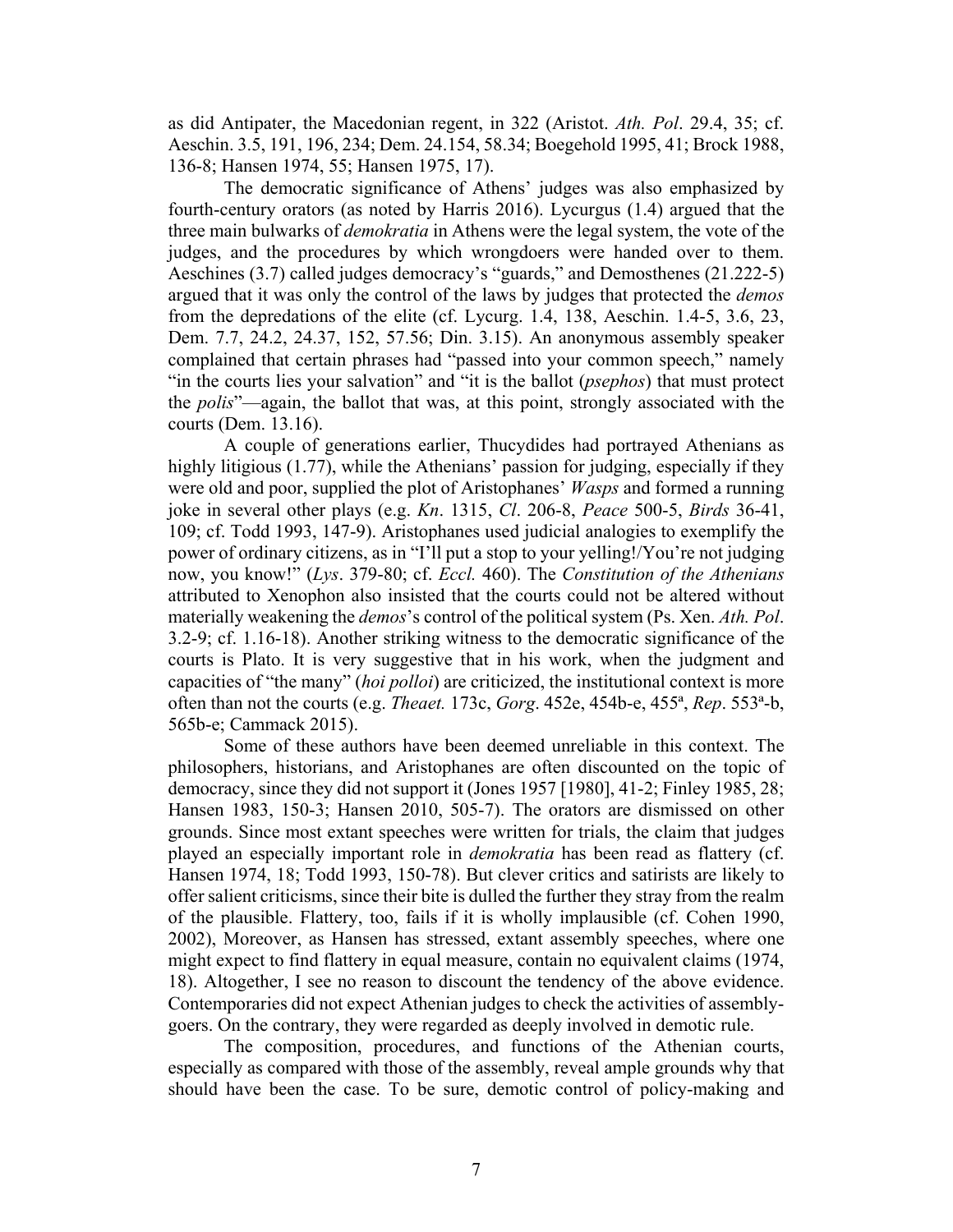as did Antipater, the Macedonian regent, in 322 (Aristot. *Ath. Pol*. 29.4, 35; cf. Aeschin. 3.5, 191, 196, 234; Dem. 24.154, 58.34; Boegehold 1995, 41; Brock 1988, 136-8; Hansen 1974, 55; Hansen 1975, 17).

The democratic significance of Athens' judges was also emphasized by fourth-century orators (as noted by Harris 2016). Lycurgus (1.4) argued that the three main bulwarks of *demokratia* in Athens were the legal system, the vote of the judges, and the procedures by which wrongdoers were handed over to them. Aeschines (3.7) called judges democracy's "guards," and Demosthenes (21.222-5) argued that it was only the control of the laws by judges that protected the *demos* from the depredations of the elite (cf. Lycurg. 1.4, 138, Aeschin. 1.4-5, 3.6, 23, Dem. 7.7, 24.2, 24.37, 152, 57.56; Din. 3.15). An anonymous assembly speaker complained that certain phrases had "passed into your common speech," namely "in the courts lies your salvation" and "it is the ballot (*psephos*) that must protect the *polis*"—again, the ballot that was, at this point, strongly associated with the courts (Dem. 13.16).

A couple of generations earlier, Thucydides had portrayed Athenians as highly litigious (1.77), while the Athenians' passion for judging, especially if they were old and poor, supplied the plot of Aristophanes' *Wasps* and formed a running joke in several other plays (e.g. *Kn*. 1315, *Cl*. 206-8, *Peace* 500-5, *Birds* 36-41, 109; cf. Todd 1993, 147-9). Aristophanes used judicial analogies to exemplify the power of ordinary citizens, as in "I'll put a stop to your yelling!/You're not judging now, you know!" (*Lys*. 379-80; cf. *Eccl.* 460). The *Constitution of the Athenians* attributed to Xenophon also insisted that the courts could not be altered without materially weakening the *demos*'s control of the political system (Ps. Xen. *Ath. Pol*. 3.2-9; cf. 1.16-18). Another striking witness to the democratic significance of the courts is Plato. It is very suggestive that in his work, when the judgment and capacities of "the many" (*hoi polloi*) are criticized, the institutional context is more often than not the courts (e.g. *Theaet.* 173c, *Gorg*. 452e, 454b-e, 455ᵃ, *Rep*. 553ᵃ-b, 565b-e; Cammack 2015).

Some of these authors have been deemed unreliable in this context. The philosophers, historians, and Aristophanes are often discounted on the topic of democracy, since they did not support it (Jones 1957 [1980], 41-2; Finley 1985, 28; Hansen 1983, 150-3; Hansen 2010, 505-7). The orators are dismissed on other grounds. Since most extant speeches were written for trials, the claim that judges played an especially important role in *demokratia* has been read as flattery (cf. Hansen 1974, 18; Todd 1993, 150-78). But clever critics and satirists are likely to offer salient criticisms, since their bite is dulled the further they stray from the realm of the plausible. Flattery, too, fails if it is wholly implausible (cf. Cohen 1990, 2002), Moreover, as Hansen has stressed, extant assembly speeches, where one might expect to find flattery in equal measure, contain no equivalent claims (1974, 18). Altogether, I see no reason to discount the tendency of the above evidence. Contemporaries did not expect Athenian judges to check the activities of assembly-goers. On the contrary, they were regarded as deeply involved in demotic rule.

The composition, procedures, and functions of the Athenian courts, especially as compared with those of the assembly, reveal ample grounds why that should have been the case. To be sure, demotic control of policy-making and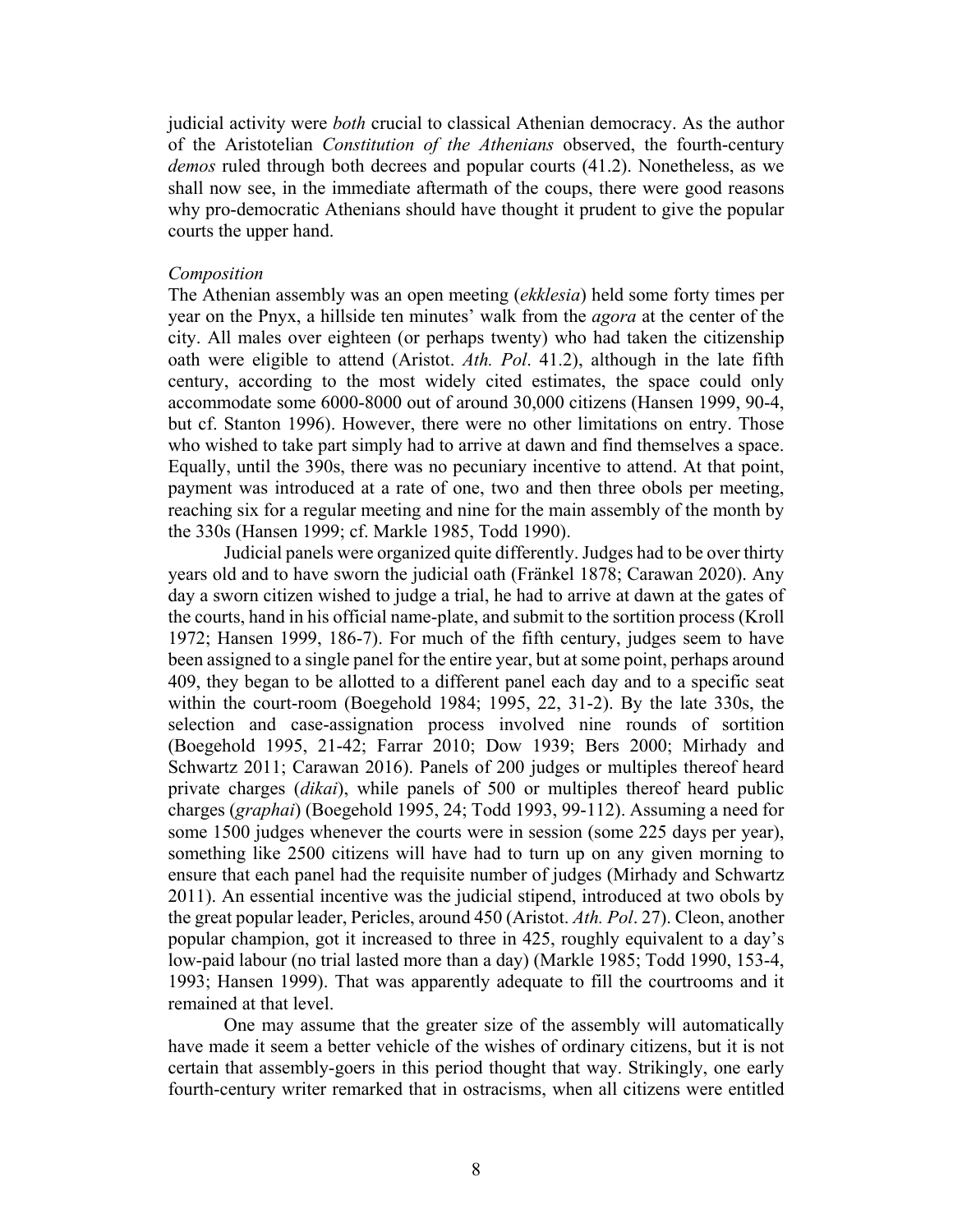judicial activity were *both* crucial to classical Athenian democracy. As the author of the Aristotelian *Constitution of the Athenians* observed, the fourth-century *demos* ruled through both decrees and popular courts (41.2). Nonetheless, as we shall now see, in the immediate aftermath of the coups, there were good reasons why pro-democratic Athenians should have thought it prudent to give the popular courts the upper hand.

*Composition*

The Athenian assembly was an open meeting (*ekklesia*) held some forty times per year on the Pnyx, a hillside ten minutes' walk from the *agora* at the center of the city. All males over eighteen (or perhaps twenty) who had taken the citizenship oath were eligible to attend (Aristot. *Ath. Pol*. 41.2), although in the late fifth century, according to the most widely cited estimates, the space could only accommodate some 6000-8000 out of around 30,000 citizens (Hansen 1999, 90-4, but cf. Stanton 1996). However, there were no other limitations on entry. Those who wished to take part simply had to arrive at dawn and find themselves a space. Equally, until the 390s, there was no pecuniary incentive to attend. At that point, payment was introduced at a rate of one, two and then three obols per meeting, reaching six for a regular meeting and nine for the main assembly of the month by the 330s (Hansen 1999; cf. Markle 1985, Todd 1990).

Judicial panels were organized quite differently. Judges had to be over thirty years old and to have sworn the judicial oath (Fränkel 1878; Carawan 2020). Any day a sworn citizen wished to judge a trial, he had to arrive at dawn at the gates of the courts, hand in his official name-plate, and submit to the sortition process (Kroll 1972; Hansen 1999, 186-7). For much of the fifth century, judges seem to have been assigned to a single panel for the entire year, but at some point, perhaps around 409, they began to be allotted to a different panel each day and to a specific seat within the court-room (Boegehold 1984; 1995, 22, 31-2). By the late 330s, the selection and case-assignation process involved nine rounds of sortition (Boegehold 1995, 21-42; Farrar 2010; Dow 1939; Bers 2000; Mirhady and Schwartz 2011; Carawan 2016). Panels of 200 judges or multiples thereof heard private charges (*dikai*), while panels of 500 or multiples thereof heard public charges (*graphai*) (Boegehold 1995, 24; Todd 1993, 99-112). Assuming a need for some 1500 judges whenever the courts were in session (some 225 days per year), something like 2500 citizens will have had to turn up on any given morning to ensure that each panel had the requisite number of judges (Mirhady and Schwartz 2011). An essential incentive was the judicial stipend, introduced at two obols by the great popular leader, Pericles, around 450 (Aristot. *Ath. Pol*. 27). Cleon, another popular champion, got it increased to three in 425, roughly equivalent to a day's low-paid labour (no trial lasted more than a day) (Markle 1985; Todd 1990, 153-4, 1993; Hansen 1999). That was apparently adequate to fill the courtrooms and it remained at that level.

One may assume that the greater size of the assembly will automatically have made it seem a better vehicle of the wishes of ordinary citizens, but it is not certain that assembly-goers in this period thought that way. Strikingly, one early fourth-century writer remarked that in ostracisms, when all citizens were entitled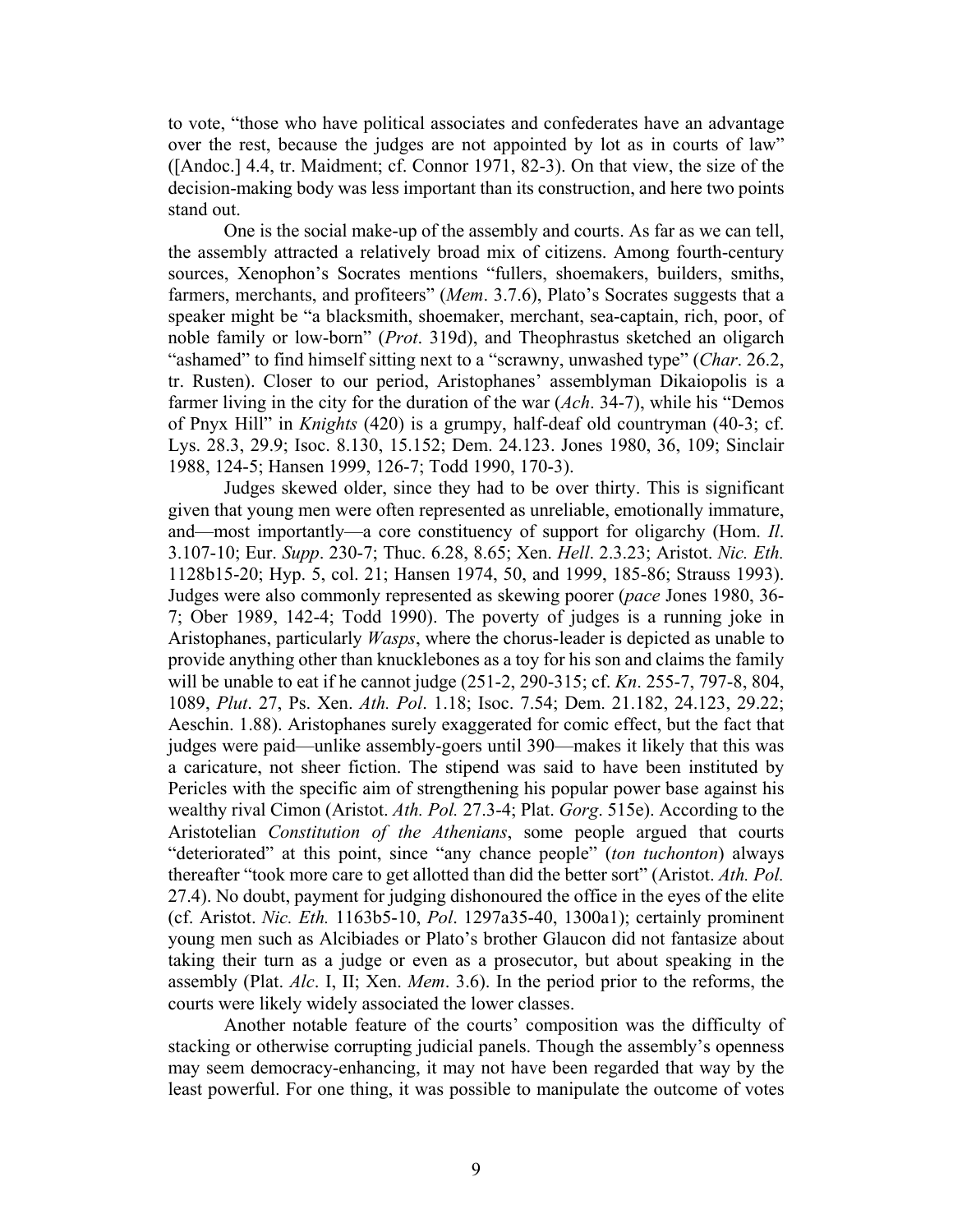to vote, "those who have political associates and confederates have an advantage over the rest, because the judges are not appointed by lot as in courts of law" ([Andoc.] 4.4, tr. Maidment; cf. Connor 1971, 82-3). On that view, the size of the decision-making body was less important than its construction, and here two points stand out.

One is the social make-up of the assembly and courts. As far as we can tell, the assembly attracted a relatively broad mix of citizens. Among fourth-century sources, Xenophon's Socrates mentions "fullers, shoemakers, builders, smiths, farmers, merchants, and profiteers" (*Mem*. 3.7.6), Plato's Socrates suggests that a speaker might be "a blacksmith, shoemaker, merchant, sea-captain, rich, poor, of noble family or low-born" (*Prot*. 319d), and Theophrastus sketched an oligarch "ashamed" to find himself sitting next to a "scrawny, unwashed type" (*Char*. 26.2, tr. Rusten). Closer to our period, Aristophanes' assemblyman Dikaiopolis is a farmer living in the city for the duration of the war (*Ach*. 34-7), while his "Demos of Pnyx Hill" in *Knights* (420) is a grumpy, half-deaf old countryman (40-3; cf. Lys. 28.3, 29.9; Isoc. 8.130, 15.152; Dem. 24.123. Jones 1980, 36, 109; Sinclair 1988, 124-5; Hansen 1999, 126-7; Todd 1990, 170-3).

Judges skewed older, since they had to be over thirty. This is significant given that young men were often represented as unreliable, emotionally immature, and—most importantly—a core constituency of support for oligarchy (Hom. *Il*. 3.107-10; Eur. *Supp*. 230-7; Thuc. 6.28, 8.65; Xen. *Hell*. 2.3.23; Aristot. *Nic. Eth.* 1128b15-20; Hyp. 5, col. 21; Hansen 1974, 50, and 1999, 185-86; Strauss 1993). Judges were also commonly represented as skewing poorer (*pace* Jones 1980, 36-7; Ober 1989, 142-4; Todd 1990). The poverty of judges is a running joke in Aristophanes, particularly *Wasps*, where the chorus-leader is depicted as unable to provide anything other than knucklebones as a toy for his son and claims the family will be unable to eat if he cannot judge (251-2, 290-315; cf. *Kn*. 255-7, 797-8, 804, 1089, *Plut*. 27, Ps. Xen. *Ath. Pol*. 1.18; Isoc. 7.54; Dem. 21.182, 24.123, 29.22; Aeschin. 1.88). Aristophanes surely exaggerated for comic effect, but the fact that judges were paid—unlike assembly-goers until 390—makes it likely that this was a caricature, not sheer fiction. The stipend was said to have been instituted by Pericles with the specific aim of strengthening his popular power base against his wealthy rival Cimon (Aristot. *Ath. Pol.* 27.3-4; Plat. *Gorg*. 515e). According to the Aristotelian *Constitution of the Athenians*, some people argued that courts "deteriorated" at this point, since "any chance people" (*ton tuchonton*) always thereafter "took more care to get allotted than did the better sort" (Aristot. *Ath. Pol.* 27.4). No doubt, payment for judging dishonoured the office in the eyes of the elite (cf. Aristot. *Nic. Eth.* 1163b5-10, *Pol*. 1297a35-40, 1300a1); certainly prominent young men such as Alcibiades or Plato's brother Glaucon did not fantasize about taking their turn as a judge or even as a prosecutor, but about speaking in the assembly (Plat. *Alc*. I, II; Xen. *Mem*. 3.6). In the period prior to the reforms, the courts were likely widely associated the lower classes.

Another notable feature of the courts' composition was the difficulty of stacking or otherwise corrupting judicial panels. Though the assembly's openness may seem democracy-enhancing, it may not have been regarded that way by the least powerful. For one thing, it was possible to manipulate the outcome of votes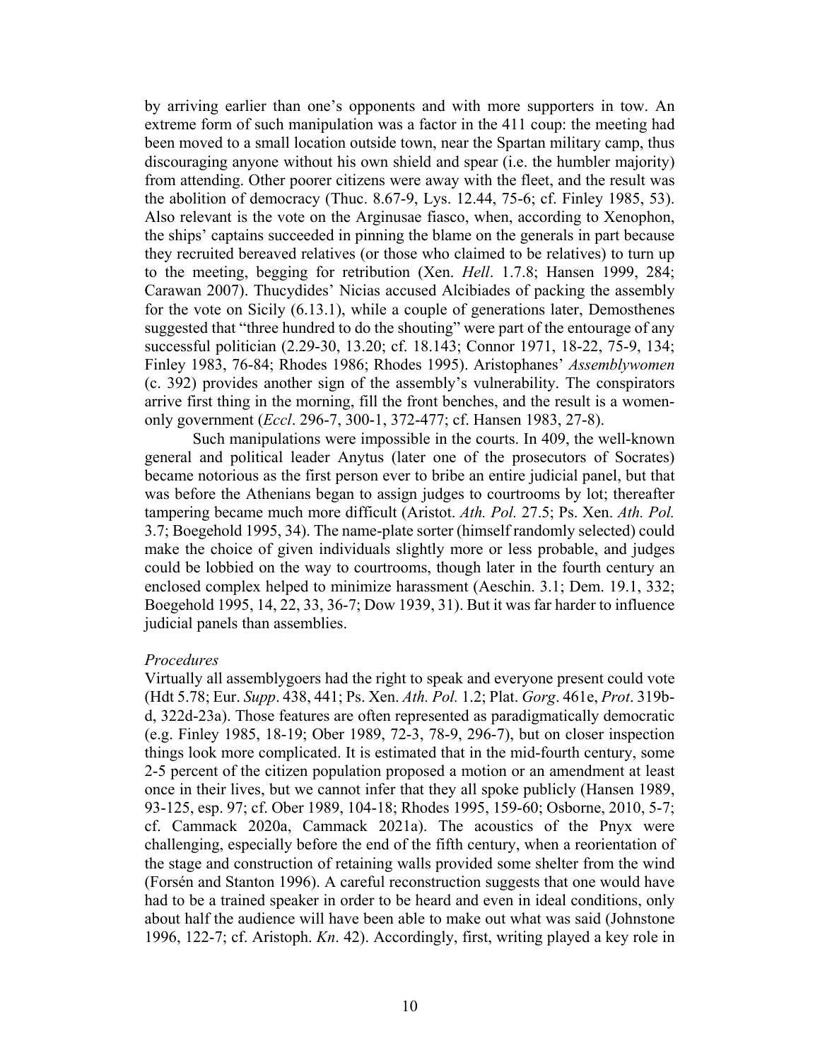by arriving earlier than one's opponents and with more supporters in tow. An extreme form of such manipulation was a factor in the 411 coup: the meeting had been moved to a small location outside town, near the Spartan military camp, thus discouraging anyone without his own shield and spear (i.e. the humbler majority) from attending. Other poorer citizens were away with the fleet, and the result was the abolition of democracy (Thuc. 8.67-9, Lys. 12.44, 75-6; cf. Finley 1985, 53). Also relevant is the vote on the Arginusae fiasco, when, according to Xenophon, the ships' captains succeeded in pinning the blame on the generals in part because they recruited bereaved relatives (or those who claimed to be relatives) to turn up to the meeting, begging for retribution (Xen. *Hell*. 1.7.8; Hansen 1999, 284; Carawan 2007). Thucydides' Nicias accused Alcibiades of packing the assembly for the vote on Sicily (6.13.1), while a couple of generations later, Demosthenes suggested that "three hundred to do the shouting" were part of the entourage of any successful politician (2.29-30, 13.20; cf. 18.143; Connor 1971, 18-22, 75-9, 134; Finley 1983, 76-84; Rhodes 1986; Rhodes 1995). Aristophanes' *Assemblywomen* (c. 392) provides another sign of the assembly's vulnerability. The conspirators arrive first thing in the morning, fill the front benches, and the result is a women-only government (*Eccl*. 296-7, 300-1, 372-477; cf. Hansen 1983, 27-8).

Such manipulations were impossible in the courts. In 409, the well-known general and political leader Anytus (later one of the prosecutors of Socrates) became notorious as the first person ever to bribe an entire judicial panel, but that was before the Athenians began to assign judges to courtrooms by lot; thereafter tampering became much more difficult (Aristot. *Ath. Pol.* 27.5; Ps. Xen. *Ath. Pol.* 3.7; Boegehold 1995, 34). The name-plate sorter (himself randomly selected) could make the choice of given individuals slightly more or less probable, and judges could be lobbied on the way to courtrooms, though later in the fourth century an enclosed complex helped to minimize harassment (Aeschin. 3.1; Dem. 19.1, 332; Boegehold 1995, 14, 22, 33, 36-7; Dow 1939, 31). But it was far harder to influence judicial panels than assemblies.

*Procedures*

Virtually all assemblygoers had the right to speak and everyone present could vote (Hdt 5.78; Eur. *Supp*. 438, 441; Ps. Xen. *Ath. Pol.* 1.2; Plat. *Gorg*. 461e, *Prot*. 319b-d, 322d-23a). Those features are often represented as paradigmatically democratic (e.g. Finley 1985, 18-19; Ober 1989, 72-3, 78-9, 296-7), but on closer inspection things look more complicated. It is estimated that in the mid-fourth century, some 2-5 percent of the citizen population proposed a motion or an amendment at least once in their lives, but we cannot infer that they all spoke publicly (Hansen 1989, 93-125, esp. 97; cf. Ober 1989, 104-18; Rhodes 1995, 159-60; Osborne, 2010, 5-7; cf. Cammack 2020a, Cammack 2021a). The acoustics of the Pnyx were challenging, especially before the end of the fifth century, when a reorientation of the stage and construction of retaining walls provided some shelter from the wind (Forsén and Stanton 1996). A careful reconstruction suggests that one would have had to be a trained speaker in order to be heard and even in ideal conditions, only about half the audience will have been able to make out what was said (Johnstone 1996, 122-7; cf. Aristoph. *Kn*. 42). Accordingly, first, writing played a key role in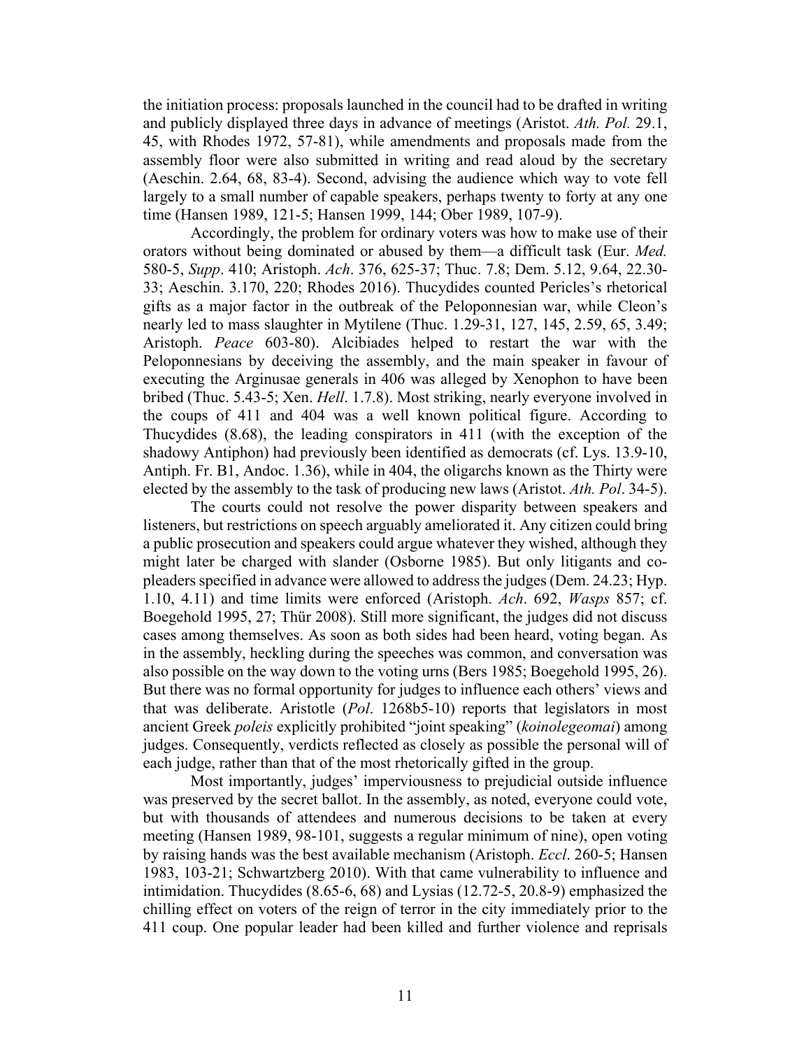the initiation process: proposals launched in the council had to be drafted in writing and publicly displayed three days in advance of meetings (Aristot. *Ath. Pol.* 29.1, 45, with Rhodes 1972, 57-81), while amendments and proposals made from the assembly floor were also submitted in writing and read aloud by the secretary (Aeschin. 2.64, 68, 83-4). Second, advising the audience which way to vote fell largely to a small number of capable speakers, perhaps twenty to forty at any one time (Hansen 1989, 121-5; Hansen 1999, 144; Ober 1989, 107-9).

Accordingly, the problem for ordinary voters was how to make use of their orators without being dominated or abused by them—a difficult task (Eur. *Med.* 580-5, *Supp*. 410; Aristoph. *Ach*. 376, 625-37; Thuc. 7.8; Dem. 5.12, 9.64, 22.30-33; Aeschin. 3.170, 220; Rhodes 2016). Thucydides counted Pericles's rhetorical gifts as a major factor in the outbreak of the Peloponnesian war, while Cleon's nearly led to mass slaughter in Mytilene (Thuc. 1.29-31, 127, 145, 2.59, 65, 3.49; Aristoph. *Peace* 603-80). Alcibiades helped to restart the war with the Peloponnesians by deceiving the assembly, and the main speaker in favour of executing the Arginusae generals in 406 was alleged by Xenophon to have been bribed (Thuc. 5.43-5; Xen. *Hell*. 1.7.8). Most striking, nearly everyone involved in the coups of 411 and 404 was a well known political figure. According to Thucydides (8.68), the leading conspirators in 411 (with the exception of the shadowy Antiphon) had previously been identified as democrats (cf. Lys. 13.9-10, Antiph. Fr. B1, Andoc. 1.36), while in 404, the oligarchs known as the Thirty were elected by the assembly to the task of producing new laws (Aristot. *Ath. Pol*. 34-5).

The courts could not resolve the power disparity between speakers and listeners, but restrictions on speech arguably ameliorated it. Any citizen could bring a public prosecution and speakers could argue whatever they wished, although they might later be charged with slander (Osborne 1985). But only litigants and co-pleaders specified in advance were allowed to address the judges (Dem. 24.23; Hyp. 1.10, 4.11) and time limits were enforced (Aristoph. *Ach*. 692, *Wasps* 857; cf. Boegehold 1995, 27; Thür 2008). Still more significant, the judges did not discuss cases among themselves. As soon as both sides had been heard, voting began. As in the assembly, heckling during the speeches was common, and conversation was also possible on the way down to the voting urns (Bers 1985; Boegehold 1995, 26). But there was no formal opportunity for judges to influence each others' views and that was deliberate. Aristotle (*Pol*. 1268b5-10) reports that legislators in most ancient Greek *poleis* explicitly prohibited "joint speaking" (*koinolegeomai*) among judges. Consequently, verdicts reflected as closely as possible the personal will of each judge, rather than that of the most rhetorically gifted in the group.

Most importantly, judges' imperviousness to prejudicial outside influence was preserved by the secret ballot. In the assembly, as noted, everyone could vote, but with thousands of attendees and numerous decisions to be taken at every meeting (Hansen 1989, 98-101, suggests a regular minimum of nine), open voting by raising hands was the best available mechanism (Aristoph. *Eccl*. 260-5; Hansen 1983, 103-21; Schwartzberg 2010). With that came vulnerability to influence and intimidation. Thucydides (8.65-6, 68) and Lysias (12.72-5, 20.8-9) emphasized the chilling effect on voters of the reign of terror in the city immediately prior to the 411 coup. One popular leader had been killed and further violence and reprisals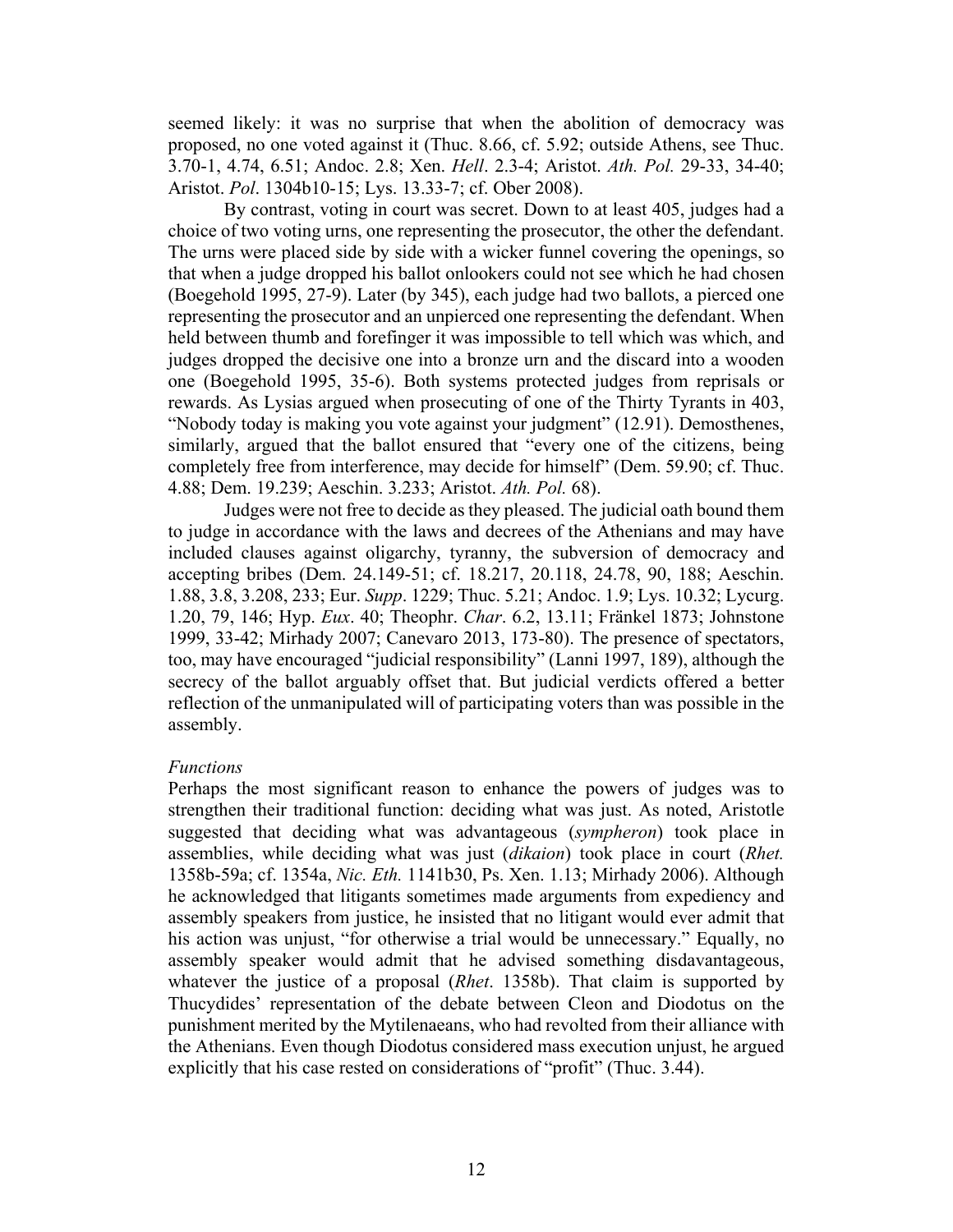seemed likely: it was no surprise that when the abolition of democracy was proposed, no one voted against it (Thuc. 8.66, cf. 5.92; outside Athens, see Thuc. 3.70-1, 4.74, 6.51; Andoc. 2.8; Xen. *Hell*. 2.3-4; Aristot. *Ath. Pol.* 29-33, 34-40; Aristot. *Pol*. 1304b10-15; Lys. 13.33-7; cf. Ober 2008).

By contrast, voting in court was secret. Down to at least 405, judges had a choice of two voting urns, one representing the prosecutor, the other the defendant. The urns were placed side by side with a wicker funnel covering the openings, so that when a judge dropped his ballot onlookers could not see which he had chosen (Boegehold 1995, 27-9). Later (by 345), each judge had two ballots, a pierced one representing the prosecutor and an unpierced one representing the defendant. When held between thumb and forefinger it was impossible to tell which was which, and judges dropped the decisive one into a bronze urn and the discard into a wooden one (Boegehold 1995, 35-6). Both systems protected judges from reprisals or rewards. As Lysias argued when prosecuting of one of the Thirty Tyrants in 403, "Nobody today is making you vote against your judgment" (12.91). Demosthenes, similarly, argued that the ballot ensured that "every one of the citizens, being completely free from interference, may decide for himself" (Dem. 59.90; cf. Thuc. 4.88; Dem. 19.239; Aeschin. 3.233; Aristot. *Ath. Pol.* 68).

Judges were not free to decide as they pleased. The judicial oath bound them to judge in accordance with the laws and decrees of the Athenians and may have included clauses against oligarchy, tyranny, the subversion of democracy and accepting bribes (Dem. 24.149-51; cf. 18.217, 20.118, 24.78, 90, 188; Aeschin. 1.88, 3.8, 3.208, 233; Eur. *Supp*. 1229; Thuc. 5.21; Andoc. 1.9; Lys. 10.32; Lycurg. 1.20, 79, 146; Hyp. *Eux*. 40; Theophr. *Char*. 6.2, 13.11; Fränkel 1873; Johnstone 1999, 33-42; Mirhady 2007; Canevaro 2013, 173-80). The presence of spectators, too, may have encouraged "judicial responsibility" (Lanni 1997, 189), although the secrecy of the ballot arguably offset that. But judicial verdicts offered a better reflection of the unmanipulated will of participating voters than was possible in the assembly.

*Functions*

Perhaps the most significant reason to enhance the powers of judges was to strengthen their traditional function: deciding what was just. As noted, Aristotle suggested that deciding what was advantageous (*sympheron*) took place in assemblies, while deciding what was just (*dikaion*) took place in court (*Rhet.* 1358b-59a; cf. 1354a, *Nic. Eth.* 1141b30, Ps. Xen. 1.13; Mirhady 2006). Although he acknowledged that litigants sometimes made arguments from expediency and assembly speakers from justice, he insisted that no litigant would ever admit that his action was unjust, "for otherwise a trial would be unnecessary." Equally, no assembly speaker would admit that he advised something disdavantageous, whatever the justice of a proposal (*Rhet*. 1358b). That claim is supported by Thucydides' representation of the debate between Cleon and Diodotus on the punishment merited by the Mytilenaeans, who had revolted from their alliance with the Athenians. Even though Diodotus considered mass execution unjust, he argued explicitly that his case rested on considerations of "profit" (Thuc. 3.44).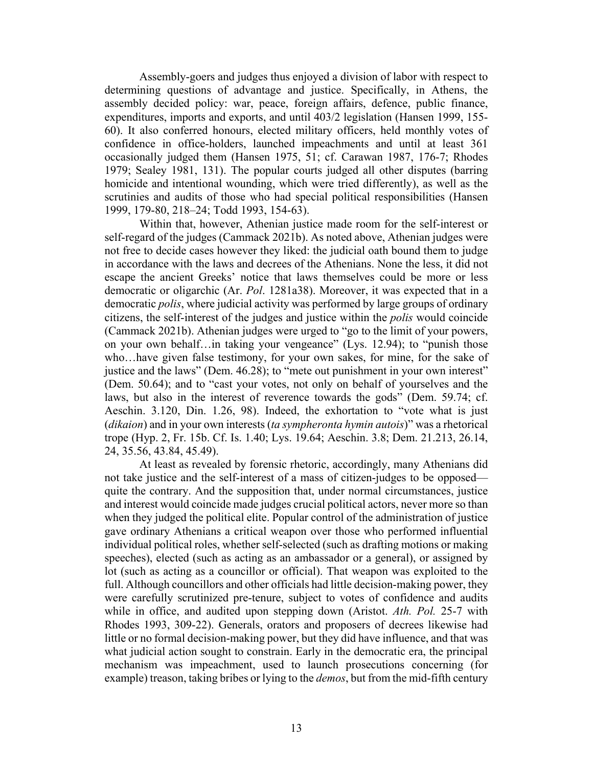Assembly-goers and judges thus enjoyed a division of labor with respect to determining questions of advantage and justice. Specifically, in Athens, the assembly decided policy: war, peace, foreign affairs, defence, public finance, expenditures, imports and exports, and until 403/2 legislation (Hansen 1999, 155-60). It also conferred honours, elected military officers, held monthly votes of confidence in office-holders, launched impeachments and until at least 361 occasionally judged them (Hansen 1975, 51; cf. Carawan 1987, 176-7; Rhodes 1979; Sealey 1981, 131). The popular courts judged all other disputes (barring homicide and intentional wounding, which were tried differently), as well as the scrutinies and audits of those who had special political responsibilities (Hansen 1999, 179-80, 218–24; Todd 1993, 154-63).

Within that, however, Athenian justice made room for the self-interest or self-regard of the judges (Cammack 2021b). As noted above, Athenian judges were not free to decide cases however they liked: the judicial oath bound them to judge in accordance with the laws and decrees of the Athenians. None the less, it did not escape the ancient Greeks' notice that laws themselves could be more or less democratic or oligarchic (Ar. *Pol*. 1281a38). Moreover, it was expected that in a democratic *polis*, where judicial activity was performed by large groups of ordinary citizens, the self-interest of the judges and justice within the *polis* would coincide (Cammack 2021b). Athenian judges were urged to "go to the limit of your powers, on your own behalf…in taking your vengeance" (Lys. 12.94); to "punish those who…have given false testimony, for your own sakes, for mine, for the sake of justice and the laws" (Dem. 46.28); to "mete out punishment in your own interest" (Dem. 50.64); and to "cast your votes, not only on behalf of yourselves and the laws, but also in the interest of reverence towards the gods" (Dem. 59.74; cf. Aeschin. 3.120, Din. 1.26, 98). Indeed, the exhortation to "vote what is just (*dikaion*) and in your own interests (*ta sympheronta hymin autois*)" was a rhetorical trope (Hyp. 2, Fr. 15b. Cf. Is. 1.40; Lys. 19.64; Aeschin. 3.8; Dem. 21.213, 26.14, 24, 35.56, 43.84, 45.49).

At least as revealed by forensic rhetoric, accordingly, many Athenians did not take justice and the self-interest of a mass of citizen-judges to be opposed—quite the contrary. And the supposition that, under normal circumstances, justice and interest would coincide made judges crucial political actors, never more so than when they judged the political elite. Popular control of the administration of justice gave ordinary Athenians a critical weapon over those who performed influential individual political roles, whether self-selected (such as drafting motions or making speeches), elected (such as acting as an ambassador or a general), or assigned by lot (such as acting as a councillor or official). That weapon was exploited to the full. Although councillors and other officials had little decision-making power, they were carefully scrutinized pre-tenure, subject to votes of confidence and audits while in office, and audited upon stepping down (Aristot. *Ath. Pol.* 25-7 with Rhodes 1993, 309-22). Generals, orators and proposers of decrees likewise had little or no formal decision-making power, but they did have influence, and that was what judicial action sought to constrain. Early in the democratic era, the principal mechanism was impeachment, used to launch prosecutions concerning (for example) treason, taking bribes or lying to the *demos*, but from the mid-fifth century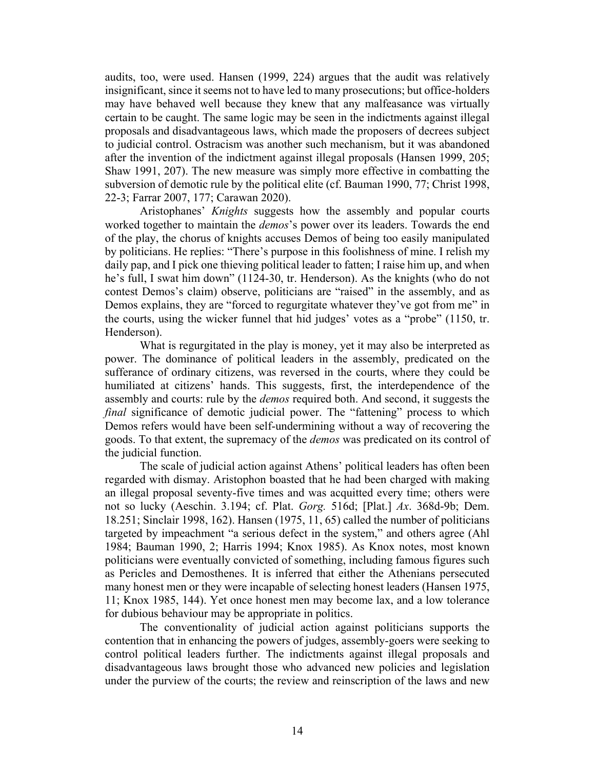audits, too, were used. Hansen (1999, 224) argues that the audit was relatively insignificant, since it seems not to have led to many prosecutions; but office-holders may have behaved well because they knew that any malfeasance was virtually certain to be caught. The same logic may be seen in the indictments against illegal proposals and disadvantageous laws, which made the proposers of decrees subject to judicial control. Ostracism was another such mechanism, but it was abandoned after the invention of the indictment against illegal proposals (Hansen 1999, 205; Shaw 1991, 207). The new measure was simply more effective in combatting the subversion of demotic rule by the political elite (cf. Bauman 1990, 77; Christ 1998, 22-3; Farrar 2007, 177; Carawan 2020).

Aristophanes' *Knights* suggests how the assembly and popular courts worked together to maintain the *demos*'s power over its leaders. Towards the end of the play, the chorus of knights accuses Demos of being too easily manipulated by politicians. He replies: "There's purpose in this foolishness of mine. I relish my daily pap, and I pick one thieving political leader to fatten; I raise him up, and when he's full, I swat him down" (1124-30, tr. Henderson). As the knights (who do not contest Demos's claim) observe, politicians are "raised" in the assembly, and as Demos explains, they are "forced to regurgitate whatever they've got from me" in the courts, using the wicker funnel that hid judges' votes as a "probe" (1150, tr. Henderson).

What is regurgitated in the play is money, yet it may also be interpreted as power. The dominance of political leaders in the assembly, predicated on the sufferance of ordinary citizens, was reversed in the courts, where they could be humiliated at citizens' hands. This suggests, first, the interdependence of the assembly and courts: rule by the *demos* required both. And second, it suggests the *final* significance of demotic judicial power. The "fattening" process to which Demos refers would have been self-undermining without a way of recovering the goods. To that extent, the supremacy of the *demos* was predicated on its control of the judicial function.

The scale of judicial action against Athens' political leaders has often been regarded with dismay. Aristophon boasted that he had been charged with making an illegal proposal seventy-five times and was acquitted every time; others were not so lucky (Aeschin. 3.194; cf. Plat. *Gorg.* 516d; [Plat.] *Ax*. 368d-9b; Dem. 18.251; Sinclair 1998, 162). Hansen (1975, 11, 65) called the number of politicians targeted by impeachment "a serious defect in the system," and others agree (Ahl 1984; Bauman 1990, 2; Harris 1994; Knox 1985). As Knox notes, most known politicians were eventually convicted of something, including famous figures such as Pericles and Demosthenes. It is inferred that either the Athenians persecuted many honest men or they were incapable of selecting honest leaders (Hansen 1975, 11; Knox 1985, 144). Yet once honest men may become lax, and a low tolerance for dubious behaviour may be appropriate in politics.

The conventionality of judicial action against politicians supports the contention that in enhancing the powers of judges, assembly-goers were seeking to control political leaders further. The indictments against illegal proposals and disadvantageous laws brought those who advanced new policies and legislation under the purview of the courts; the review and reinscription of the laws and new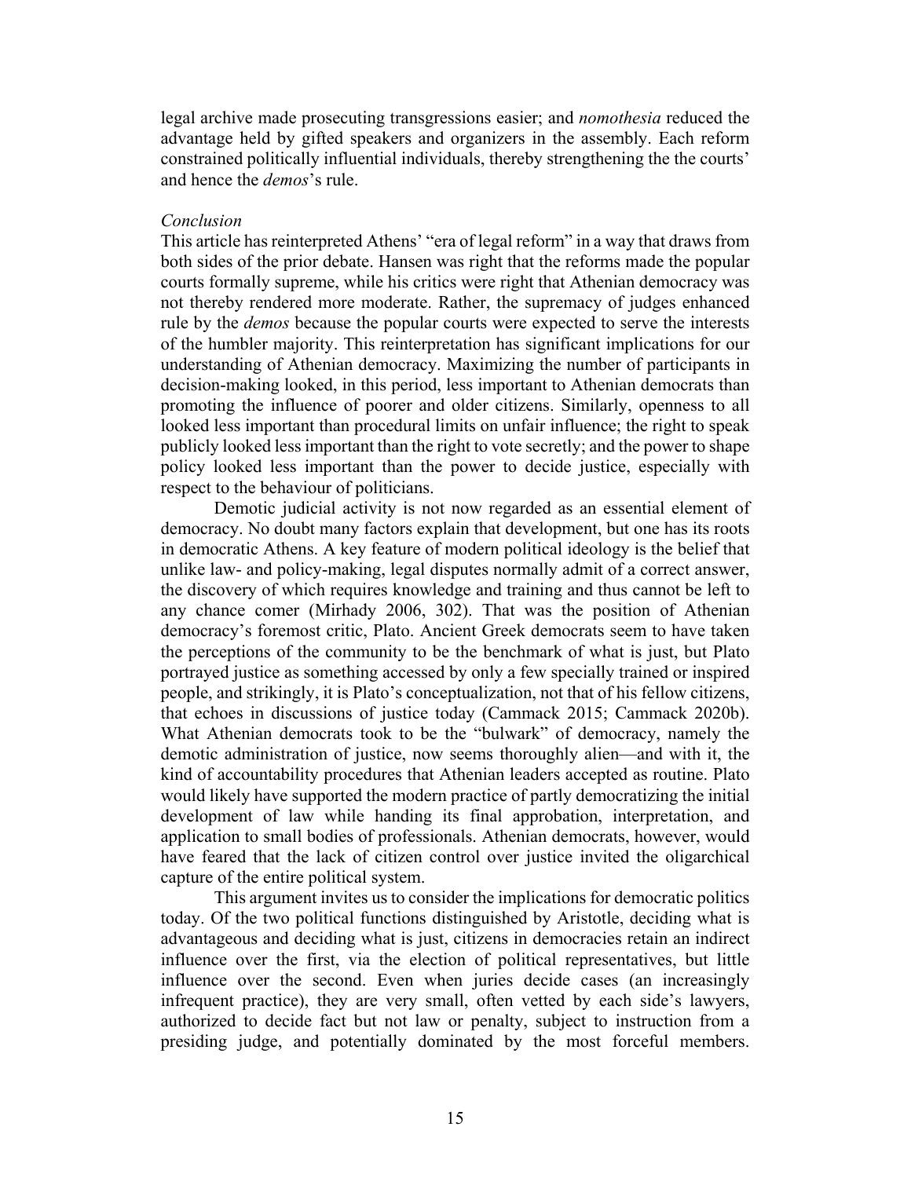legal archive made prosecuting transgressions easier; and *nomothesia* reduced the advantage held by gifted speakers and organizers in the assembly. Each reform constrained politically influential individuals, thereby strengthening the the courts' and hence the *demos*'s rule.

### *Conclusion*

This article has reinterpreted Athens' "era of legal reform" in a way that draws from both sides of the prior debate. Hansen was right that the reforms made the popular courts formally supreme, while his critics were right that Athenian democracy was not thereby rendered more moderate. Rather, the supremacy of judges enhanced rule by the *demos* because the popular courts were expected to serve the interests of the humbler majority. This reinterpretation has significant implications for our understanding of Athenian democracy. Maximizing the number of participants in decision-making looked, in this period, less important to Athenian democrats than promoting the influence of poorer and older citizens. Similarly, openness to all looked less important than procedural limits on unfair influence; the right to speak publicly looked less important than the right to vote secretly; and the power to shape policy looked less important than the power to decide justice, especially with respect to the behaviour of politicians.

Demotic judicial activity is not now regarded as an essential element of democracy. No doubt many factors explain that development, but one has its roots in democratic Athens. A key feature of modern political ideology is the belief that unlike law- and policy-making, legal disputes normally admit of a correct answer, the discovery of which requires knowledge and training and thus cannot be left to any chance comer (Mirhady 2006, 302). That was the position of Athenian democracy's foremost critic, Plato. Ancient Greek democrats seem to have taken the perceptions of the community to be the benchmark of what is just, but Plato portrayed justice as something accessed by only a few specially trained or inspired people, and strikingly, it is Plato's conceptualization, not that of his fellow citizens, that echoes in discussions of justice today (Cammack 2015; Cammack 2020b). What Athenian democrats took to be the "bulwark" of democracy, namely the demotic administration of justice, now seems thoroughly alien—and with it, the kind of accountability procedures that Athenian leaders accepted as routine. Plato would likely have supported the modern practice of partly democratizing the initial development of law while handing its final approbation, interpretation, and application to small bodies of professionals. Athenian democrats, however, would have feared that the lack of citizen control over justice invited the oligarchical capture of the entire political system.

This argument invites us to consider the implications for democratic politics today. Of the two political functions distinguished by Aristotle, deciding what is advantageous and deciding what is just, citizens in democracies retain an indirect influence over the first, via the election of political representatives, but little influence over the second. Even when juries decide cases (an increasingly infrequent practice), they are very small, often vetted by each side's lawyers, authorized to decide fact but not law or penalty, subject to instruction from a presiding judge, and potentially dominated by the most forceful members.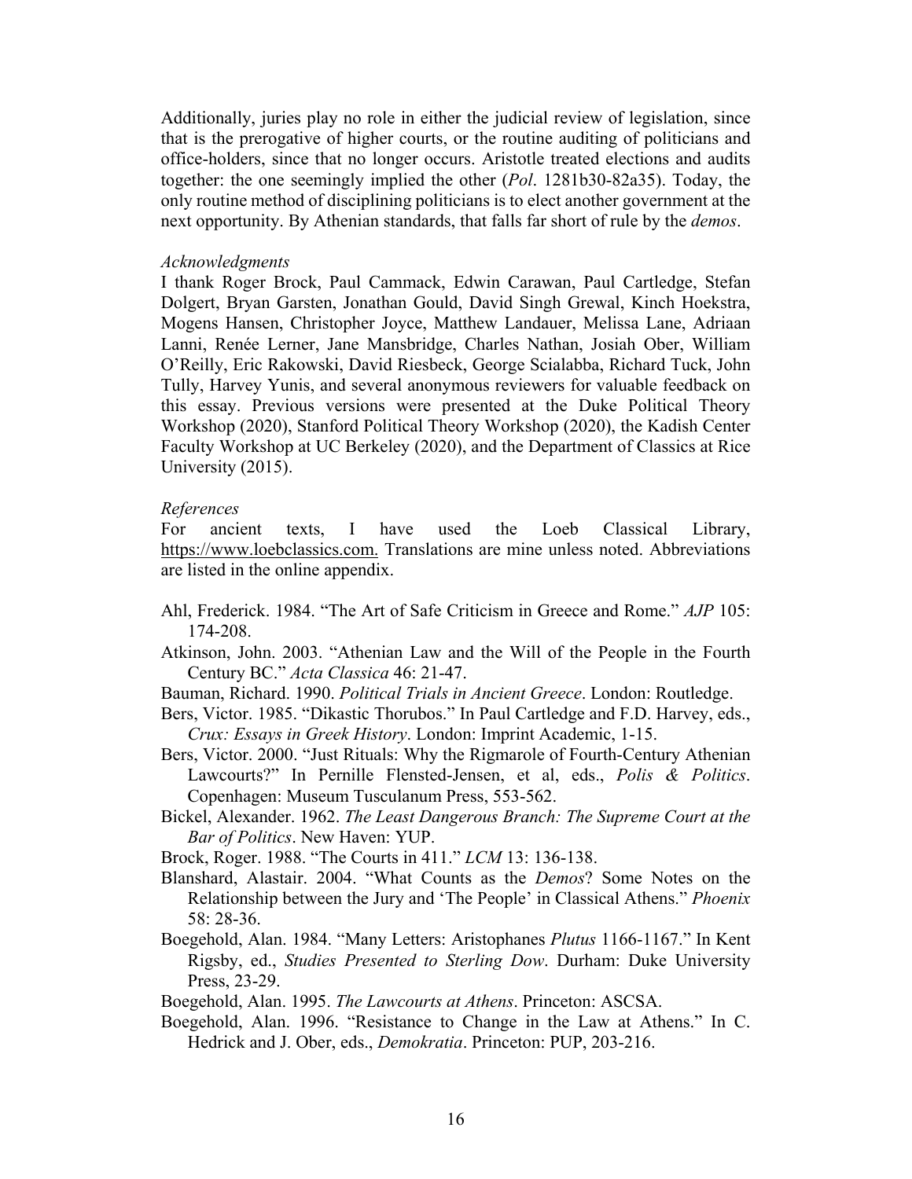Additionally, juries play no role in either the judicial review of legislation, since that is the prerogative of higher courts, or the routine auditing of politicians and office-holders, since that no longer occurs. Aristotle treated elections and audits together: the one seemingly implied the other (*Pol*. 1281b30-82a35). Today, the only routine method of disciplining politicians is to elect another government at the next opportunity. By Athenian standards, that falls far short of rule by the *demos*.

*Acknowledgments*

I thank Roger Brock, Paul Cammack, Edwin Carawan, Paul Cartledge, Stefan Dolgert, Bryan Garsten, Jonathan Gould, David Singh Grewal, Kinch Hoekstra, Mogens Hansen, Christopher Joyce, Matthew Landauer, Melissa Lane, Adriaan Lanni, Renée Lerner, Jane Mansbridge, Charles Nathan, Josiah Ober, William O'Reilly, Eric Rakowski, David Riesbeck, George Scialabba, Richard Tuck, John Tully, Harvey Yunis, and several anonymous reviewers for valuable feedback on this essay. Previous versions were presented at the Duke Political Theory Workshop (2020), Stanford Political Theory Workshop (2020), the Kadish Center Faculty Workshop at UC Berkeley (2020), and the Department of Classics at Rice University (2015).

*References*

For ancient texts, I have used the Loeb Classical Library, https://www.loebclassics.com. Translations are mine unless noted. Abbreviations are listed in the online appendix.

Ahl, Frederick. 1984. "The Art of Safe Criticism in Greece and Rome." *AJP* 105: 174-208.

Atkinson, John. 2003. "Athenian Law and the Will of the People in the Fourth Century BC." *Acta Classica* 46: 21-47.

Bauman, Richard. 1990. *Political Trials in Ancient Greece*. London: Routledge.

Bers, Victor. 1985. "Dikastic Thorubos." In Paul Cartledge and F.D. Harvey, eds., *Crux: Essays in Greek History*. London: Imprint Academic, 1-15.

Bers, Victor. 2000. "Just Rituals: Why the Rigmarole of Fourth-Century Athenian Lawcourts?" In Pernille Flensted-Jensen, et al, eds., *Polis & Politics*. Copenhagen: Museum Tusculanum Press, 553-562.

Bickel, Alexander. 1962. *The Least Dangerous Branch: The Supreme Court at the Bar of Politics*. New Haven: YUP.

Brock, Roger. 1988. "The Courts in 411." *LCM* 13: 136-138.

Blanshard, Alastair. 2004. "What Counts as the *Demos*? Some Notes on the Relationship between the Jury and 'The People' in Classical Athens." *Phoenix* 58: 28-36.

Boegehold, Alan. 1984. "Many Letters: Aristophanes *Plutus* 1166-1167." In Kent Rigsby, ed., *Studies Presented to Sterling Dow*. Durham: Duke University Press, 23-29.

Boegehold, Alan. 1995. *The Lawcourts at Athens*. Princeton: ASCSA.

Boegehold, Alan. 1996. "Resistance to Change in the Law at Athens." In C. Hedrick and J. Ober, eds., *Demokratia*. Princeton: PUP, 203-216.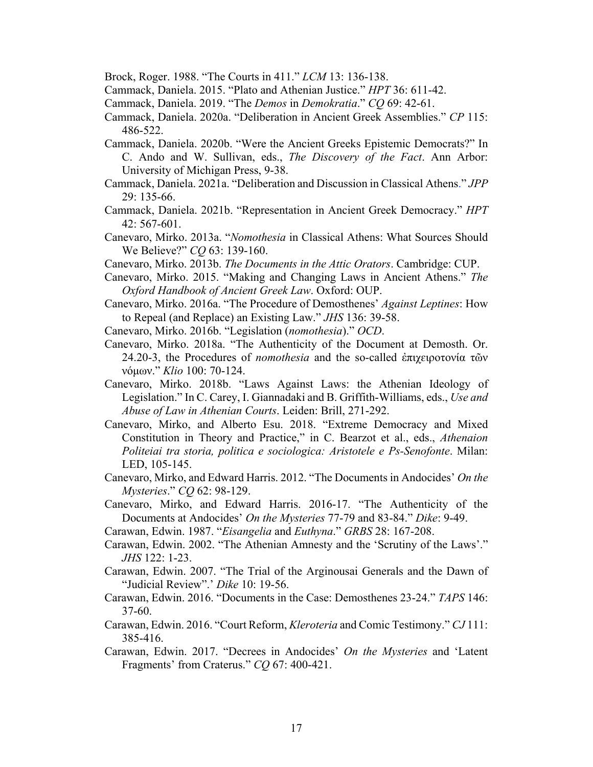Brock, Roger. 1988. "The Courts in 411." *LCM* 13: 136-138.

Cammack, Daniela. 2015. "Plato and Athenian Justice." *HPT* 36: 611-42.

Cammack, Daniela. 2019. "The *Demos* in *Demokratia*." *CQ* 69: 42-61.

Cammack, Daniela. 2020a. "Deliberation in Ancient Greek Assemblies." *CP* 115: 486-522.

Cammack, Daniela. 2020b. "Were the Ancient Greeks Epistemic Democrats?" In C. Ando and W. Sullivan, eds., *The Discovery of the Fact*. Ann Arbor: University of Michigan Press, 9-38.

Cammack, Daniela. 2021a. "Deliberation and Discussion in Classical Athens." *JPP* 29: 135-66.

Cammack, Daniela. 2021b. "Representation in Ancient Greek Democracy." *HPT* 42: 567-601.

Canevaro, Mirko. 2013a. "*Nomothesia* in Classical Athens: What Sources Should We Believe?" *CQ* 63: 139-160.

Canevaro, Mirko. 2013b. *The Documents in the Attic Orators*. Cambridge: CUP.

Canevaro, Mirko. 2015. "Making and Changing Laws in Ancient Athens." *The Oxford Handbook of Ancient Greek Law*. Oxford: OUP.

Canevaro, Mirko. 2016a. "The Procedure of Demosthenes' *Against Leptines*: How to Repeal (and Replace) an Existing Law." *JHS* 136: 39-58.

Canevaro, Mirko. 2016b. "Legislation (*nomothesia*)." *OCD*.

Canevaro, Mirko. 2018a. "The Authenticity of the Document at Demosth. Or. 24.20-3, the Procedures of *nomothesia* and the so-called ἐπιχειροτονία τῶν νόμων." *Klio* 100: 70-124.

Canevaro, Mirko. 2018b. "Laws Against Laws: the Athenian Ideology of Legislation." In C. Carey, I. Giannadaki and B. Griffith-Williams, eds., *Use and Abuse of Law in Athenian Courts*. Leiden: Brill, 271-292.

Canevaro, Mirko, and Alberto Esu. 2018. "Extreme Democracy and Mixed Constitution in Theory and Practice," in C. Bearzot et al., eds., *Athenaion Politeiai tra storia, politica e sociologica: Aristotele e Ps-Senofonte*. Milan: LED, 105-145.

Canevaro, Mirko, and Edward Harris. 2012. "The Documents in Andocides' *On the Mysteries*." *CQ* 62: 98-129.

Canevaro, Mirko, and Edward Harris. 2016-17. "The Authenticity of the Documents at Andocides' *On the Mysteries* 77-79 and 83-84." *Dike*: 9-49.

Carawan, Edwin. 1987. "*Eisangelia* and *Euthyna*." *GRBS* 28: 167-208.

Carawan, Edwin. 2002. "The Athenian Amnesty and the 'Scrutiny of the Laws'." *JHS* 122: 1-23.

Carawan, Edwin. 2007. "The Trial of the Arginousai Generals and the Dawn of "Judicial Review".' *Dike* 10: 19-56.

Carawan, Edwin. 2016. "Documents in the Case: Demosthenes 23-24." *TAPS* 146: 37-60.

Carawan, Edwin. 2016. "Court Reform, *Kleroteria* and Comic Testimony." *CJ* 111: 385-416.

Carawan, Edwin. 2017. "Decrees in Andocides' *On the Mysteries* and 'Latent Fragments' from Craterus." *CQ* 67: 400-421.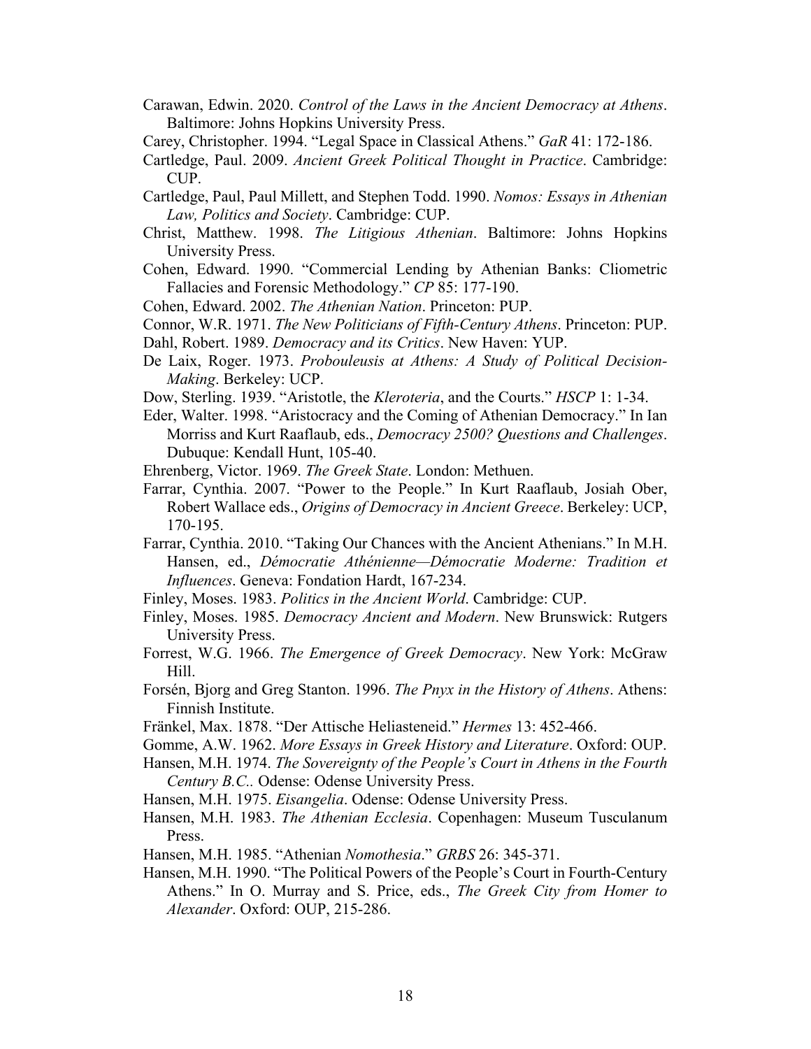Carawan, Edwin. 2020. *Control of the Laws in the Ancient Democracy at Athens*. Baltimore: Johns Hopkins University Press.

Carey, Christopher. 1994. "Legal Space in Classical Athens." *GaR* 41: 172-186.

Cartledge, Paul. 2009. *Ancient Greek Political Thought in Practice*. Cambridge: CUP.

Cartledge, Paul, Paul Millett, and Stephen Todd. 1990. *Nomos: Essays in Athenian Law, Politics and Society*. Cambridge: CUP.

Christ, Matthew. 1998. *The Litigious Athenian*. Baltimore: Johns Hopkins University Press.

Cohen, Edward. 1990. "Commercial Lending by Athenian Banks: Cliometric Fallacies and Forensic Methodology." *CP* 85: 177-190.

Cohen, Edward. 2002. *The Athenian Nation*. Princeton: PUP.

Connor, W.R. 1971. *The New Politicians of Fifth-Century Athens*. Princeton: PUP.

Dahl, Robert. 1989. *Democracy and its Critics*. New Haven: YUP.

De Laix, Roger. 1973. *Probouleusis at Athens: A Study of Political Decision-Making*. Berkeley: UCP.

Dow, Sterling. 1939. "Aristotle, the *Kleroteria*, and the Courts." *HSCP* 1: 1-34.

Eder, Walter. 1998. "Aristocracy and the Coming of Athenian Democracy." In Ian Morriss and Kurt Raaflaub, eds., *Democracy 2500? Questions and Challenges*. Dubuque: Kendall Hunt, 105-40.

Ehrenberg, Victor. 1969. *The Greek State*. London: Methuen.

Farrar, Cynthia. 2007. "Power to the People." In Kurt Raaflaub, Josiah Ober, Robert Wallace eds., *Origins of Democracy in Ancient Greece*. Berkeley: UCP, 170-195.

Farrar, Cynthia. 2010. "Taking Our Chances with the Ancient Athenians." In M.H. Hansen, ed., *Démocratie Athénienne—Démocratie Moderne: Tradition et Influences*. Geneva: Fondation Hardt, 167-234.

Finley, Moses. 1983. *Politics in the Ancient World*. Cambridge: CUP.

Finley, Moses. 1985. *Democracy Ancient and Modern*. New Brunswick: Rutgers University Press.

Forrest, W.G. 1966. *The Emergence of Greek Democracy*. New York: McGraw Hill.

Forsén, Bjorg and Greg Stanton. 1996. *The Pnyx in the History of Athens*. Athens: Finnish Institute.

Fränkel, Max. 1878. "Der Attische Heliasteneid." *Hermes* 13: 452-466.

Gomme, A.W. 1962. *More Essays in Greek History and Literature*. Oxford: OUP.

Hansen, M.H. 1974. *The Sovereignty of the People's Court in Athens in the Fourth Century B.C.*. Odense: Odense University Press.

Hansen, M.H. 1975. *Eisangelia*. Odense: Odense University Press.

Hansen, M.H. 1983. *The Athenian Ecclesia*. Copenhagen: Museum Tusculanum Press.

Hansen, M.H. 1985. "Athenian *Nomothesia*." *GRBS* 26: 345-371.

Hansen, M.H. 1990. "The Political Powers of the People's Court in Fourth-Century Athens." In O. Murray and S. Price, eds., *The Greek City from Homer to Alexander*. Oxford: OUP, 215-286.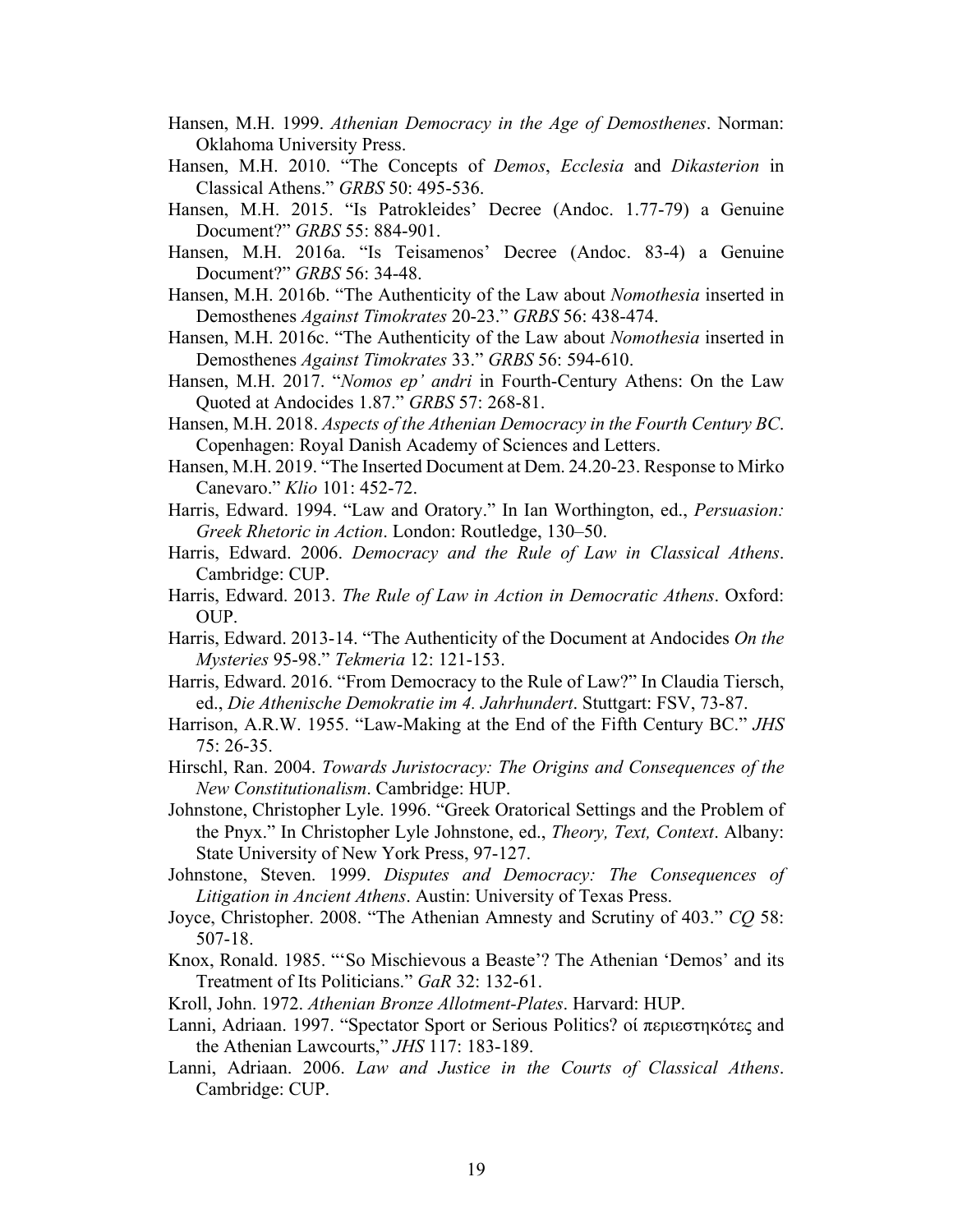Hansen, M.H. 1999. *Athenian Democracy in the Age of Demosthenes*. Norman: Oklahoma University Press.

Hansen, M.H. 2010. "The Concepts of *Demos*, *Ecclesia* and *Dikasterion* in Classical Athens." *GRBS* 50: 495-536.

Hansen, M.H. 2015. "Is Patrokleides' Decree (Andoc. 1.77-79) a Genuine Document?" *GRBS* 55: 884-901.

Hansen, M.H. 2016a. "Is Teisamenos' Decree (Andoc. 83-4) a Genuine Document?" *GRBS* 56: 34-48.

Hansen, M.H. 2016b. "The Authenticity of the Law about *Nomothesia* inserted in Demosthenes *Against Timokrates* 20-23." *GRBS* 56: 438-474.

Hansen, M.H. 2016c. "The Authenticity of the Law about *Nomothesia* inserted in Demosthenes *Against Timokrates* 33." *GRBS* 56: 594-610.

Hansen, M.H. 2017. "*Nomos ep' andri* in Fourth-Century Athens: On the Law Quoted at Andocides 1.87." *GRBS* 57: 268-81.

Hansen, M.H. 2018. *Aspects of the Athenian Democracy in the Fourth Century BC*. Copenhagen: Royal Danish Academy of Sciences and Letters.

Hansen, M.H. 2019. "The Inserted Document at Dem. 24.20-23. Response to Mirko Canevaro." *Klio* 101: 452-72.

Harris, Edward. 1994. "Law and Oratory." In Ian Worthington, ed., *Persuasion: Greek Rhetoric in Action*. London: Routledge, 130–50.

Harris, Edward. 2006. *Democracy and the Rule of Law in Classical Athens*. Cambridge: CUP.

Harris, Edward. 2013. *The Rule of Law in Action in Democratic Athens*. Oxford: OUP.

Harris, Edward. 2013-14. "The Authenticity of the Document at Andocides *On the Mysteries* 95-98." *Tekmeria* 12: 121-153.

Harris, Edward. 2016. "From Democracy to the Rule of Law?" In Claudia Tiersch, ed., *Die Athenische Demokratie im 4. Jahrhundert*. Stuttgart: FSV, 73-87.

Harrison, A.R.W. 1955. "Law-Making at the End of the Fifth Century BC." *JHS* 75: 26-35.

Hirschl, Ran. 2004. *Towards Juristocracy: The Origins and Consequences of the New Constitutionalism*. Cambridge: HUP.

Johnstone, Christopher Lyle. 1996. "Greek Oratorical Settings and the Problem of the Pnyx." In Christopher Lyle Johnstone, ed., *Theory, Text, Context*. Albany: State University of New York Press, 97-127.

Johnstone, Steven. 1999. *Disputes and Democracy: The Consequences of Litigation in Ancient Athens*. Austin: University of Texas Press.

Joyce, Christopher. 2008. "The Athenian Amnesty and Scrutiny of 403." *CQ* 58: 507-18.

Knox, Ronald. 1985. "'So Mischievous a Beaste'? The Athenian 'Demos' and its Treatment of Its Politicians." *GaR* 32: 132-61.

Kroll, John. 1972. *Athenian Bronze Allotment-Plates*. Harvard: HUP.

Lanni, Adriaan. 1997. "Spectator Sport or Serious Politics? οἱ περιεστηκότες and the Athenian Lawcourts," *JHS* 117: 183-189.

Lanni, Adriaan. 2006. *Law and Justice in the Courts of Classical Athens*. Cambridge: CUP.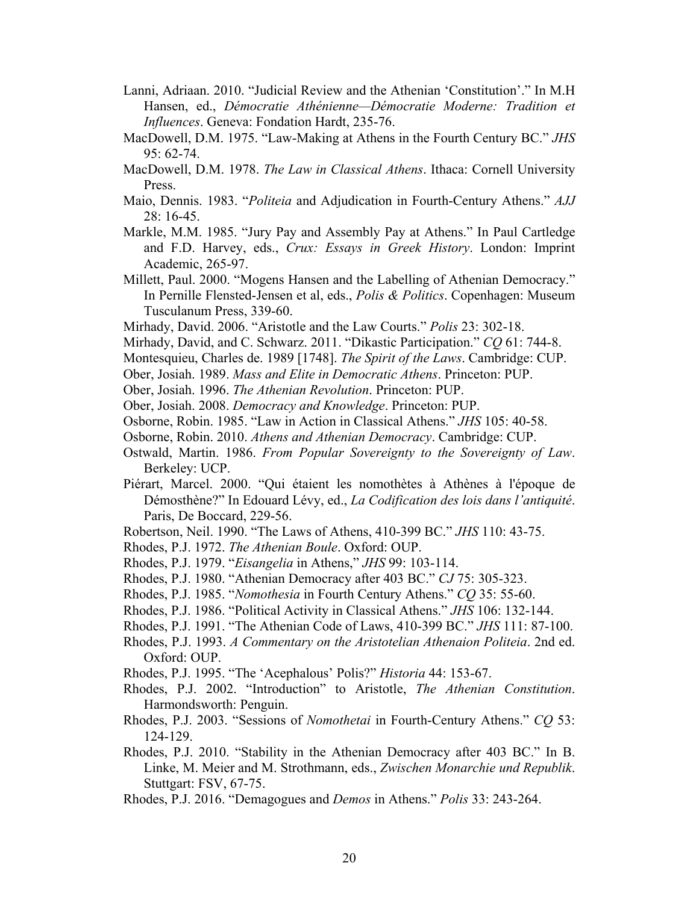Lanni, Adriaan. 2010. "Judicial Review and the Athenian 'Constitution'." In M.H Hansen, ed., *Démocratie Athénienne—Démocratie Moderne: Tradition et Influences*. Geneva: Fondation Hardt, 235-76.

MacDowell, D.M. 1975. "Law-Making at Athens in the Fourth Century BC." *JHS* 95: 62-74.

MacDowell, D.M. 1978. *The Law in Classical Athens*. Ithaca: Cornell University Press.

Maio, Dennis. 1983. "*Politeia* and Adjudication in Fourth-Century Athens." *AJJ* 28: 16-45.

Markle, M.M. 1985. "Jury Pay and Assembly Pay at Athens." In Paul Cartledge and F.D. Harvey, eds., *Crux: Essays in Greek History*. London: Imprint Academic, 265-97.

Millett, Paul. 2000. "Mogens Hansen and the Labelling of Athenian Democracy." In Pernille Flensted-Jensen et al, eds., *Polis & Politics*. Copenhagen: Museum Tusculanum Press, 339-60.

Mirhady, David. 2006. "Aristotle and the Law Courts." *Polis* 23: 302-18.

Mirhady, David, and C. Schwarz. 2011. "Dikastic Participation." *CQ* 61: 744-8.

Montesquieu, Charles de. 1989 [1748]. *The Spirit of the Laws*. Cambridge: CUP.

Ober, Josiah. 1989. *Mass and Elite in Democratic Athens*. Princeton: PUP.

Ober, Josiah. 1996. *The Athenian Revolution*. Princeton: PUP.

Ober, Josiah. 2008. *Democracy and Knowledge*. Princeton: PUP.

Osborne, Robin. 1985. "Law in Action in Classical Athens." *JHS* 105: 40-58.

Osborne, Robin. 2010. *Athens and Athenian Democracy*. Cambridge: CUP.

Ostwald, Martin. 1986. *From Popular Sovereignty to the Sovereignty of Law*. Berkeley: UCP.

Piérart, Marcel. 2000. "Qui étaient les nomothètes à Athènes à l'époque de Démosthène?" In Edouard Lévy, ed., *La Codification des lois dans l'antiquité*. Paris, De Boccard, 229-56.

Robertson, Neil. 1990. "The Laws of Athens, 410-399 BC." *JHS* 110: 43-75.

Rhodes, P.J. 1972. *The Athenian Boule*. Oxford: OUP.

Rhodes, P.J. 1979. "*Eisangelia* in Athens," *JHS* 99: 103-114.

Rhodes, P.J. 1980. "Athenian Democracy after 403 BC." *CJ* 75: 305-323.

Rhodes, P.J. 1985. "*Nomothesia* in Fourth Century Athens." *CQ* 35: 55-60.

Rhodes, P.J. 1986. "Political Activity in Classical Athens." *JHS* 106: 132-144.

Rhodes, P.J. 1991. "The Athenian Code of Laws, 410-399 BC." *JHS* 111: 87-100.

Rhodes, P.J. 1993. *A Commentary on the Aristotelian Athenaion Politeia*. 2nd ed. Oxford: OUP.

Rhodes, P.J. 1995. "The 'Acephalous' Polis?" *Historia* 44: 153-67.

Rhodes, P.J. 2002. "Introduction" to Aristotle, *The Athenian Constitution*. Harmondsworth: Penguin.

Rhodes, P.J. 2003. "Sessions of *Nomothetai* in Fourth-Century Athens." *CQ* 53: 124-129.

Rhodes, P.J. 2010. "Stability in the Athenian Democracy after 403 BC." In B. Linke, M. Meier and M. Strothmann, eds., *Zwischen Monarchie und Republik*. Stuttgart: FSV, 67-75.

Rhodes, P.J. 2016. "Demagogues and *Demos* in Athens." *Polis* 33: 243-264.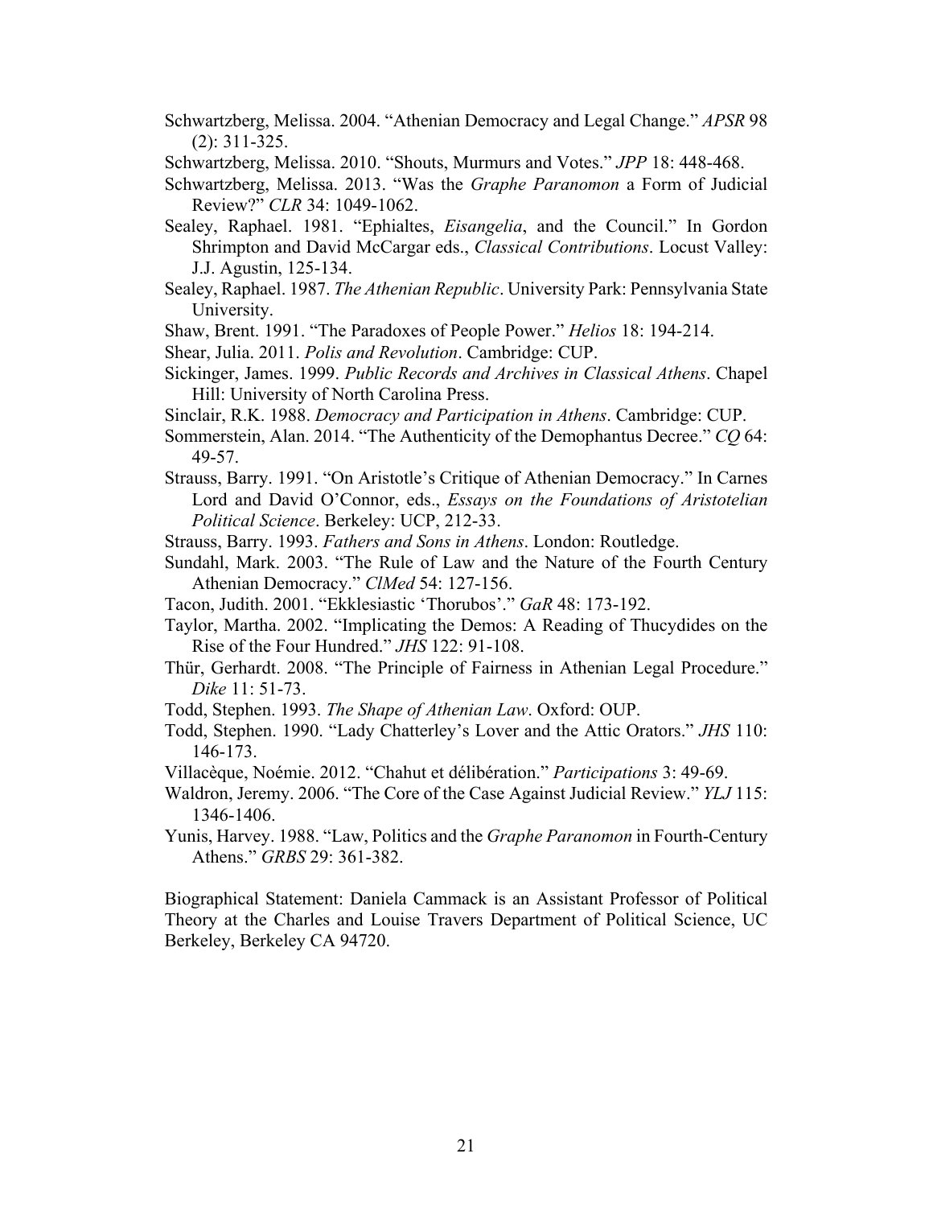Schwartzberg, Melissa. 2004. "Athenian Democracy and Legal Change." *APSR* 98 (2): 311-325.

Schwartzberg, Melissa. 2010. "Shouts, Murmurs and Votes." *JPP* 18: 448-468.

Schwartzberg, Melissa. 2013. "Was the *Graphe Paranomon* a Form of Judicial Review?" *CLR* 34: 1049-1062.

Sealey, Raphael. 1981. "Ephialtes, *Eisangelia*, and the Council." In Gordon Shrimpton and David McCargar eds., *Classical Contributions*. Locust Valley: J.J. Agustin, 125-134.

Sealey, Raphael. 1987. *The Athenian Republic*. University Park: Pennsylvania State University.

Shaw, Brent. 1991. "The Paradoxes of People Power." *Helios* 18: 194-214.

Shear, Julia. 2011. *Polis and Revolution*. Cambridge: CUP.

Sickinger, James. 1999. *Public Records and Archives in Classical Athens*. Chapel Hill: University of North Carolina Press.

Sinclair, R.K. 1988. *Democracy and Participation in Athens*. Cambridge: CUP.

Sommerstein, Alan. 2014. "The Authenticity of the Demophantus Decree." *CQ* 64: 49-57.

Strauss, Barry. 1991. "On Aristotle's Critique of Athenian Democracy." In Carnes Lord and David O'Connor, eds., *Essays on the Foundations of Aristotelian Political Science*. Berkeley: UCP, 212-33.

Strauss, Barry. 1993. *Fathers and Sons in Athens*. London: Routledge.

Sundahl, Mark. 2003. "The Rule of Law and the Nature of the Fourth Century Athenian Democracy." *ClMed* 54: 127-156.

Tacon, Judith. 2001. "Ekklesiastic 'Thorubos'." *GaR* 48: 173-192.

Taylor, Martha. 2002. "Implicating the Demos: A Reading of Thucydides on the Rise of the Four Hundred." *JHS* 122: 91-108.

Thür, Gerhardt. 2008. "The Principle of Fairness in Athenian Legal Procedure." *Dike* 11: 51-73.

Todd, Stephen. 1993. *The Shape of Athenian Law*. Oxford: OUP.

Todd, Stephen. 1990. "Lady Chatterley's Lover and the Attic Orators." *JHS* 110: 146-173.

Villacèque, Noémie. 2012. "Chahut et délibération." *Participations* 3: 49-69.

Waldron, Jeremy. 2006. "The Core of the Case Against Judicial Review." *YLJ* 115: 1346-1406.

Yunis, Harvey. 1988. "Law, Politics and the *Graphe Paranomon* in Fourth-Century Athens." *GRBS* 29: 361-382.

Biographical Statement: Daniela Cammack is an Assistant Professor of Political Theory at the Charles and Louise Travers Department of Political Science, UC Berkeley, Berkeley CA 94720.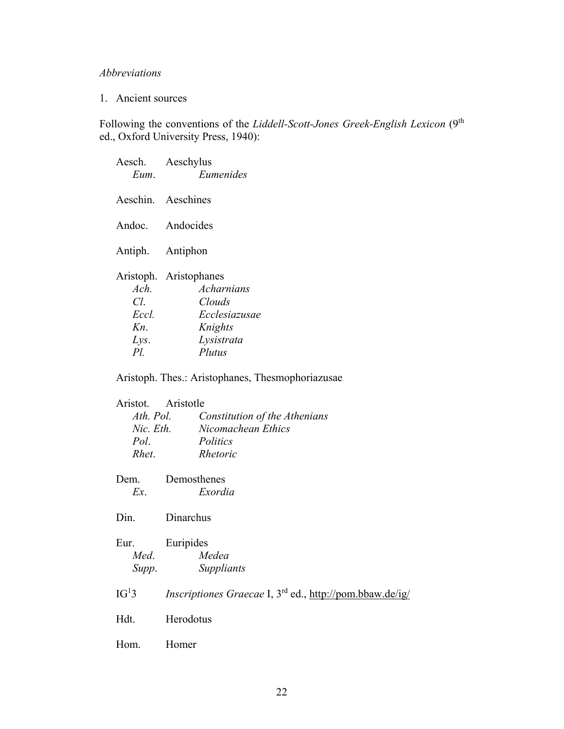*Abbreviations*

1. Ancient sources

Following the conventions of the *Liddell-Scott-Jones Greek-English Lexicon* (9th ed., Oxford University Press, 1940):

Aesch. Aeschylus
- *Eum.* *Eumenides*

Aeschin. Aeschines

Andoc. Andocides

Antiph. Antiphon

Aristoph. Aristophanes
- *Ach.* *Acharnians*
- *Cl.* *Clouds*
- *Eccl.* *Ecclesiazusae*
- *Kn.* *Knights*
- *Lys.* *Lysistrata*
- *Pl.* *Plutus*

Aristoph. Thes.: Aristophanes, Thesmophoriazusae

Aristot. Aristotle
- *Ath. Pol.* *Constitution of the Athenians*
- *Nic. Eth.* *Nicomachean Ethics*
- *Pol.* *Politics*
- *Rhet.* *Rhetoric*

Dem. Demosthenes
- *Ex.* *Exordia*

Din. Dinarchus

Eur. Euripides
- *Med.* *Medea*
- *Supp.* *Suppliants*

$IG^1 3$ *Inscriptiones Graecae* I, 3rd ed., http://pom.bbaw.de/ig/

Hdt. Herodotus

Hom. Homer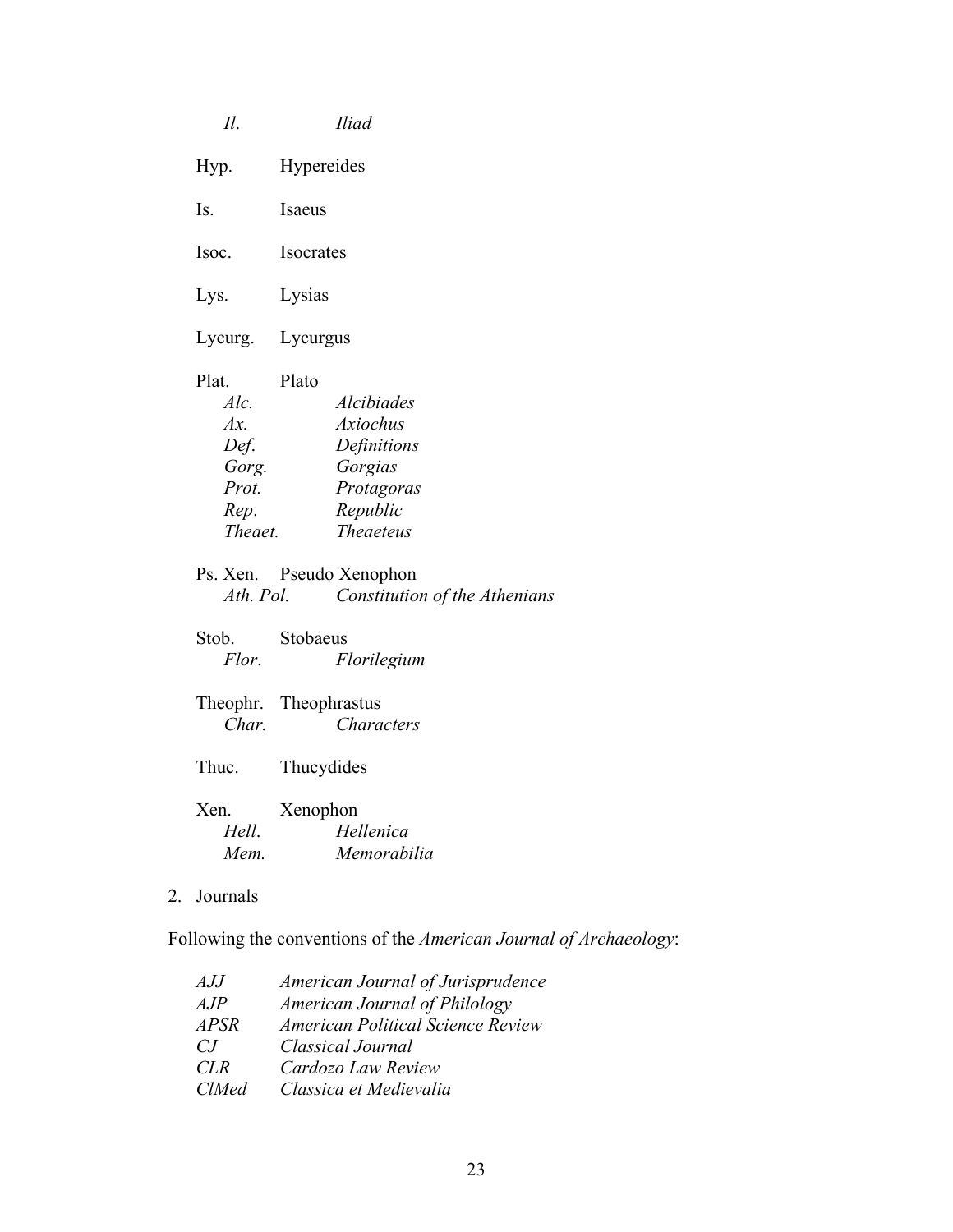*Il.* *Iliad*

Hyp. Hypereides

Is. Isaeus

Isoc. Isocrates

Lys. Lysias

Lycurg. Lycurgus

Plat. Plato
- *Alc.* *Alcibiades*
- *Ax.* *Axiochus*
- *Def.* *Definitions*
- *Gorg.* *Gorgias*
- *Prot.* *Protagoras*
- *Rep.* *Republic*
- *Theaet.* *Theaeteus*

Ps. Xen. Pseudo Xenophon
- *Ath. Pol.* *Constitution of the Athenians*

Stob. Stobaeus
- *Flor.* *Florilegium*

Theophr. Theophrastus
- *Char.* *Characters*

Thuc. Thucydides

Xen. Xenophon
- *Hell.* *Hellenica*
- *Mem.* *Memorabilia*

2. Journals

Following the conventions of the *American Journal of Archaeology*:

- *AJJ* *American Journal of Jurisprudence*
- *AJP* *American Journal of Philology*
- *APSR* *American Political Science Review*
- *CJ* *Classical Journal*
- *CLR* *Cardozo Law Review*
- *ClMed* *Classica et Medievalia*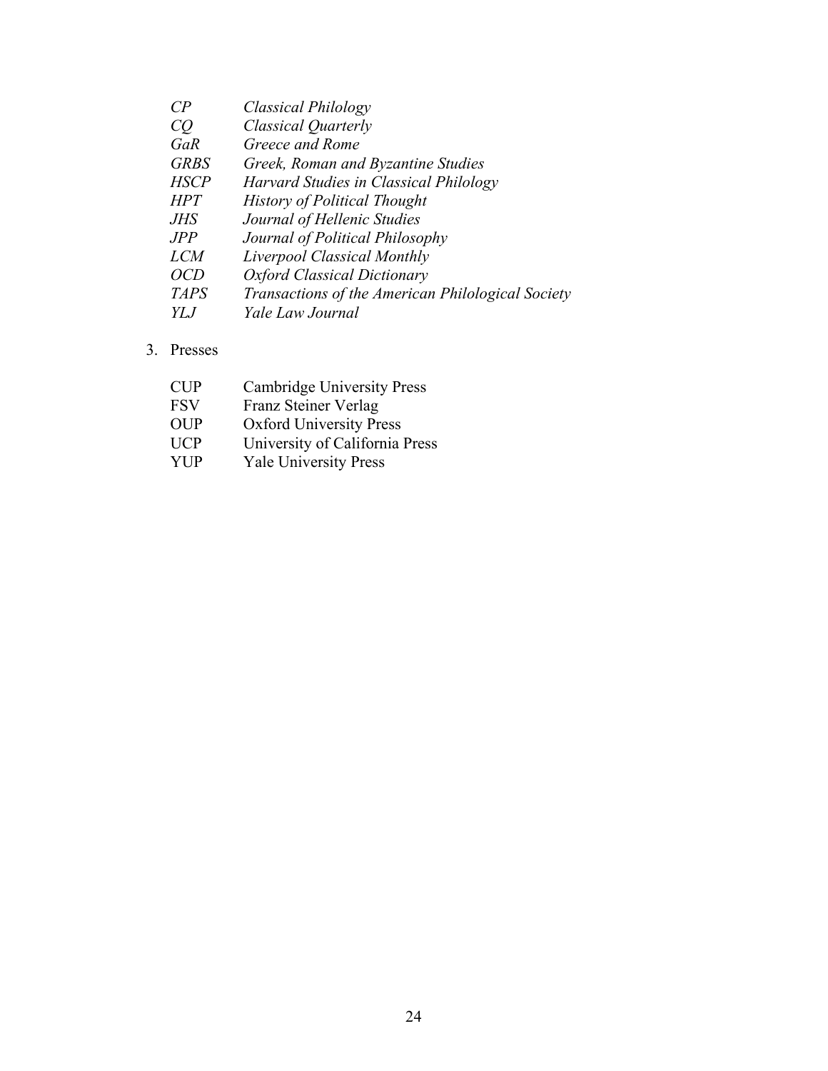| | |
|---|---|
| *CP* | *Classical Philology* |
| *CQ* | *Classical Quarterly* |
| *GaR* | *Greece and Rome* |
| *GRBS* | *Greek, Roman and Byzantine Studies* |
| *HSCP* | *Harvard Studies in Classical Philology* |
| *HPT* | *History of Political Thought* |
| *JHS* | *Journal of Hellenic Studies* |
| *JPP* | *Journal of Political Philosophy* |
| *LCM* | *Liverpool Classical Monthly* |
| *OCD* | *Oxford Classical Dictionary* |
| *TAPS* | *Transactions of the American Philological Society* |
| *YLJ* | *Yale Law Journal* |

3. Presses

| | |
|---|---|
| CUP | Cambridge University Press |
| FSV | Franz Steiner Verlag |
| OUP | Oxford University Press |
| UCP | University of California Press |
| YUP | Yale University Press |